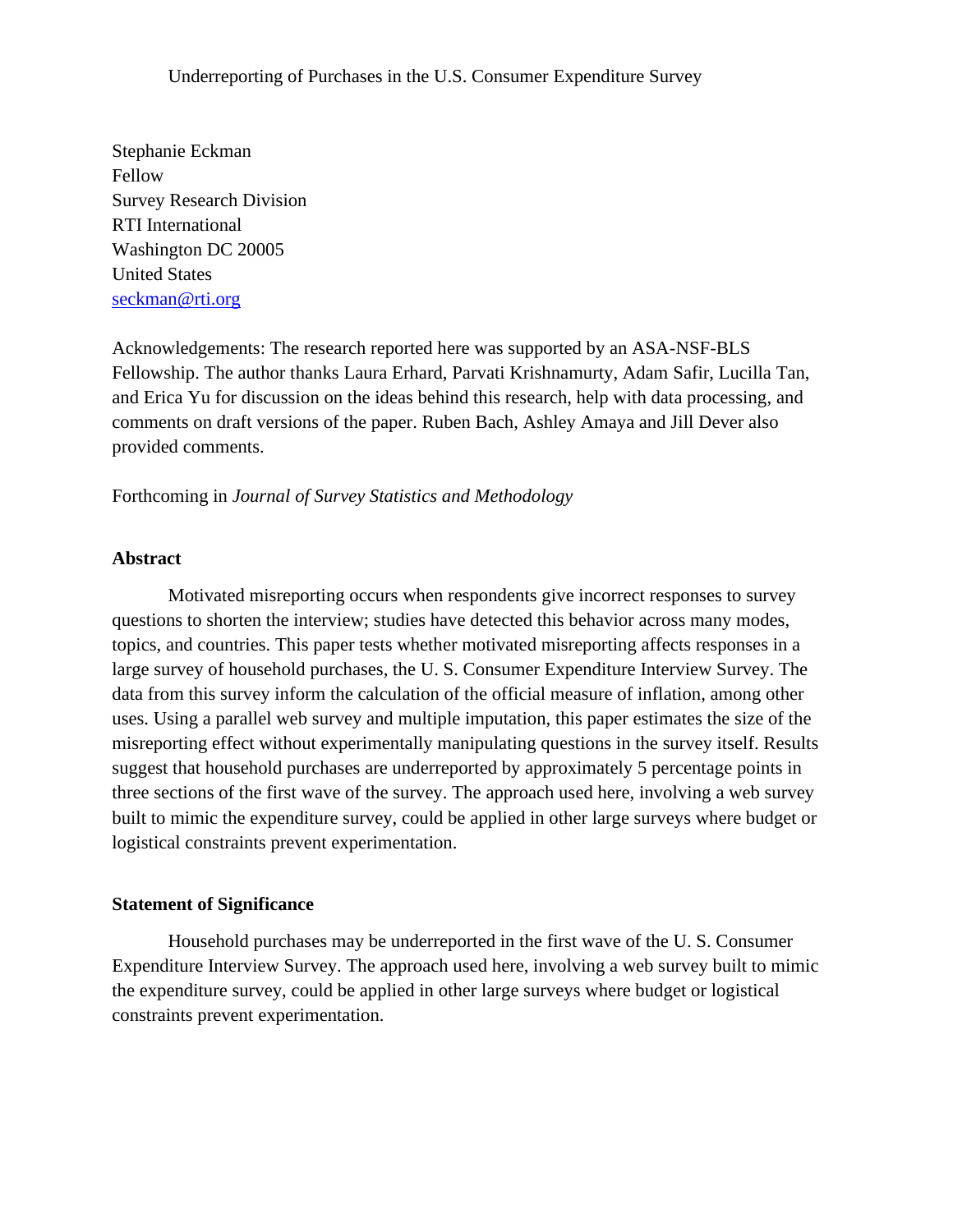# Underreporting of Purchases in the U.S. Consumer Expenditure Survey

Stephanie Eckman
Fellow
Survey Research Division
RTI International
Washington DC 20005
United States
seckman@rti.org

Acknowledgements: The research reported here was supported by an ASA-NSF-BLS Fellowship. The author thanks Laura Erhard, Parvati Krishnamurty, Adam Safir, Lucilla Tan, and Erica Yu for discussion on the ideas behind this research, help with data processing, and comments on draft versions of the paper. Ruben Bach, Ashley Amaya and Jill Dever also provided comments.

Forthcoming in *Journal of Survey Statistics and Methodology*

## Abstract

Motivated misreporting occurs when respondents give incorrect responses to survey questions to shorten the interview; studies have detected this behavior across many modes, topics, and countries. This paper tests whether motivated misreporting affects responses in a large survey of household purchases, the U. S. Consumer Expenditure Interview Survey. The data from this survey inform the calculation of the official measure of inflation, among other uses. Using a parallel web survey and multiple imputation, this paper estimates the size of the misreporting effect without experimentally manipulating questions in the survey itself. Results suggest that household purchases are underreported by approximately 5 percentage points in three sections of the first wave of the survey. The approach used here, involving a web survey built to mimic the expenditure survey, could be applied in other large surveys where budget or logistical constraints prevent experimentation.

## Statement of Significance

Household purchases may be underreported in the first wave of the U. S. Consumer Expenditure Interview Survey. The approach used here, involving a web survey built to mimic the expenditure survey, could be applied in other large surveys where budget or logistical constraints prevent experimentation.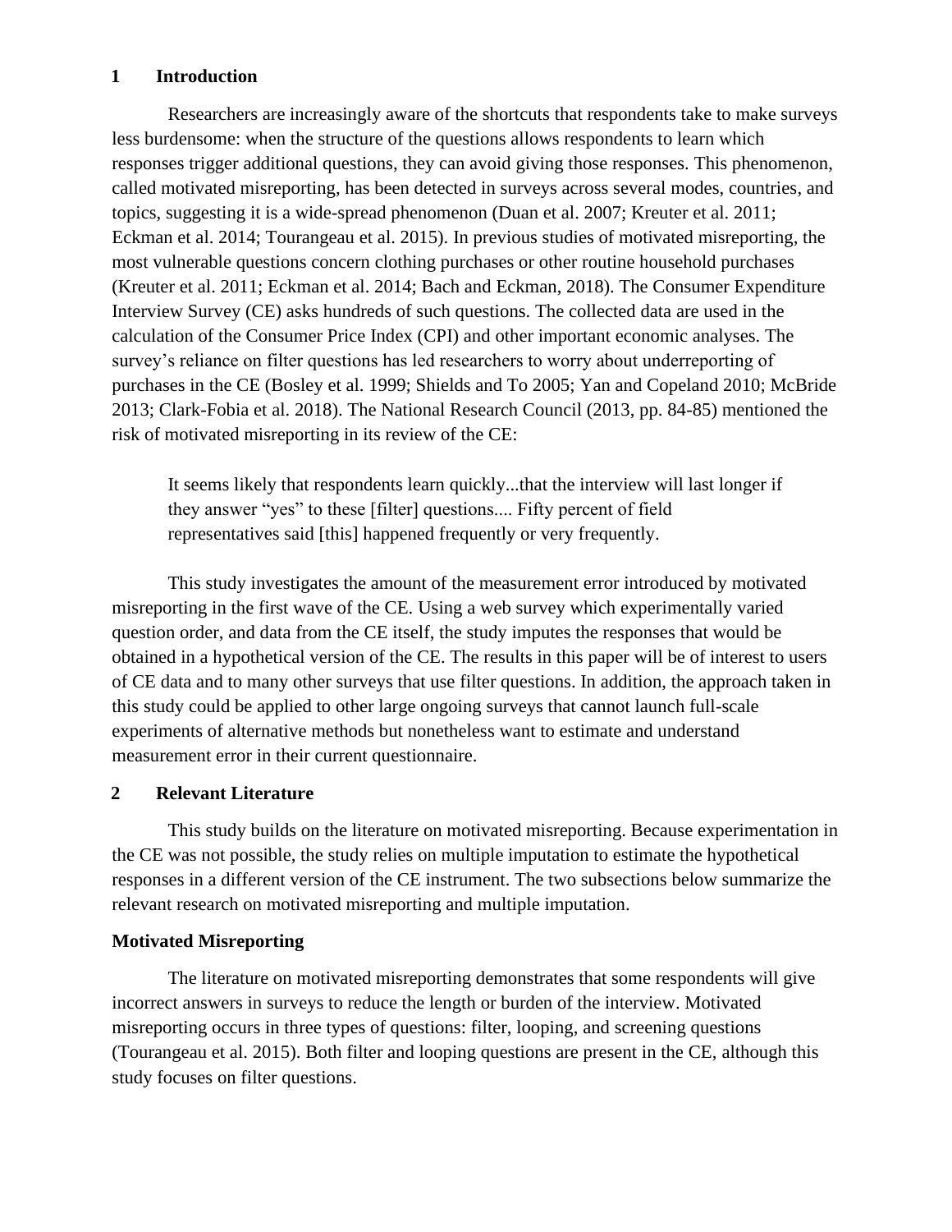## 1 Introduction

Researchers are increasingly aware of the shortcuts that respondents take to make surveys less burdensome: when the structure of the questions allows respondents to learn which responses trigger additional questions, they can avoid giving those responses. This phenomenon, called motivated misreporting, has been detected in surveys across several modes, countries, and topics, suggesting it is a wide-spread phenomenon (Duan et al. 2007; Kreuter et al. 2011; Eckman et al. 2014; Tourangeau et al. 2015). In previous studies of motivated misreporting, the most vulnerable questions concern clothing purchases or other routine household purchases (Kreuter et al. 2011; Eckman et al. 2014; Bach and Eckman, 2018). The Consumer Expenditure Interview Survey (CE) asks hundreds of such questions. The collected data are used in the calculation of the Consumer Price Index (CPI) and other important economic analyses. The survey's reliance on filter questions has led researchers to worry about underreporting of purchases in the CE (Bosley et al. 1999; Shields and To 2005; Yan and Copeland 2010; McBride 2013; Clark-Fobia et al. 2018). The National Research Council (2013, pp. 84-85) mentioned the risk of motivated misreporting in its review of the CE:

> It seems likely that respondents learn quickly...that the interview will last longer if they answer "yes" to these [filter] questions.... Fifty percent of field representatives said [this] happened frequently or very frequently.

This study investigates the amount of the measurement error introduced by motivated misreporting in the first wave of the CE. Using a web survey which experimentally varied question order, and data from the CE itself, the study imputes the responses that would be obtained in a hypothetical version of the CE. The results in this paper will be of interest to users of CE data and to many other surveys that use filter questions. In addition, the approach taken in this study could be applied to other large ongoing surveys that cannot launch full-scale experiments of alternative methods but nonetheless want to estimate and understand measurement error in their current questionnaire.

## 2 Relevant Literature

This study builds on the literature on motivated misreporting. Because experimentation in the CE was not possible, the study relies on multiple imputation to estimate the hypothetical responses in a different version of the CE instrument. The two subsections below summarize the relevant research on motivated misreporting and multiple imputation.

### Motivated Misreporting

The literature on motivated misreporting demonstrates that some respondents will give incorrect answers in surveys to reduce the length or burden of the interview. Motivated misreporting occurs in three types of questions: filter, looping, and screening questions (Tourangeau et al. 2015). Both filter and looping questions are present in the CE, although this study focuses on filter questions.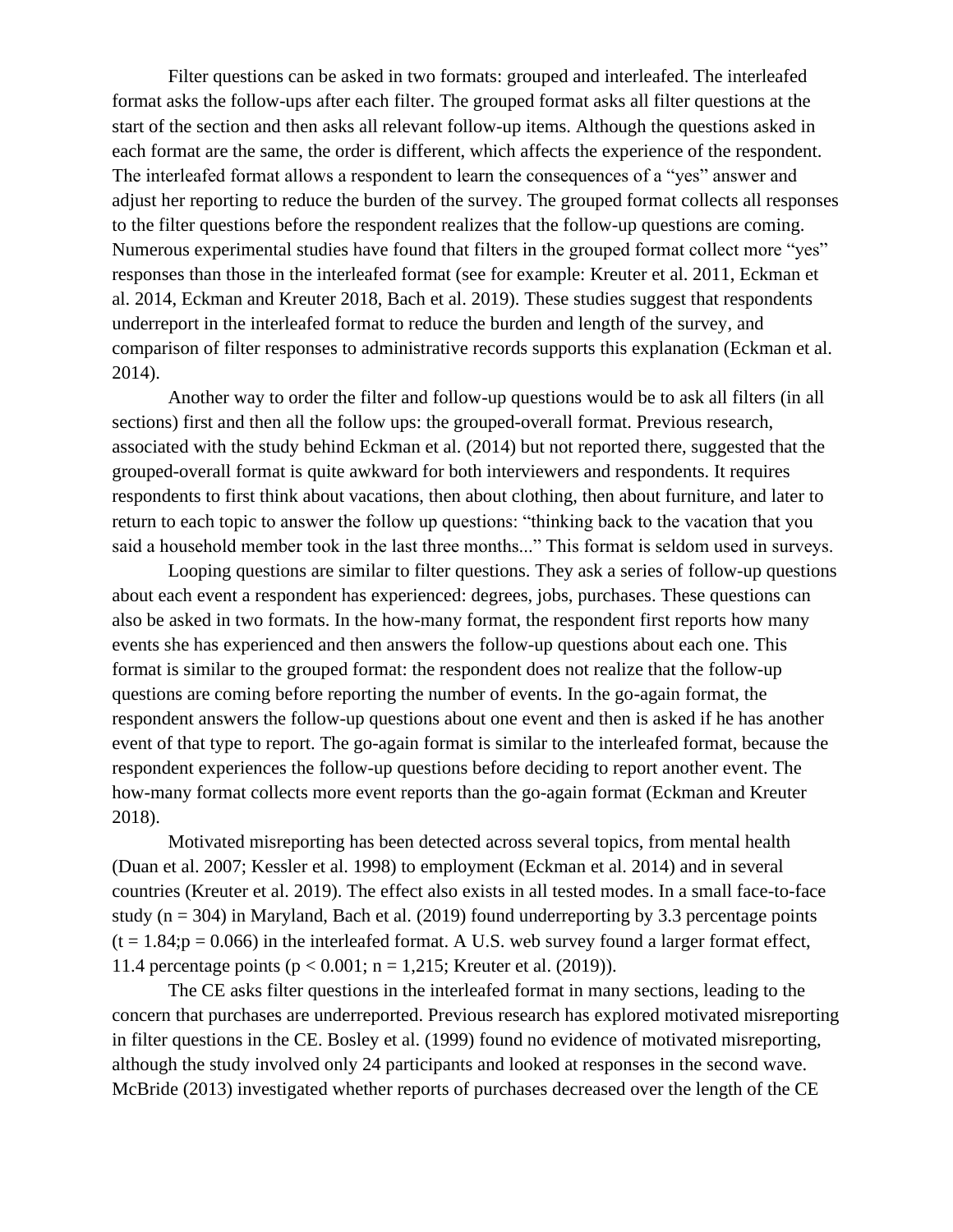Filter questions can be asked in two formats: grouped and interleafed. The interleafed format asks the follow-ups after each filter. The grouped format asks all filter questions at the start of the section and then asks all relevant follow-up items. Although the questions asked in each format are the same, the order is different, which affects the experience of the respondent. The interleafed format allows a respondent to learn the consequences of a "yes" answer and adjust her reporting to reduce the burden of the survey. The grouped format collects all responses to the filter questions before the respondent realizes that the follow-up questions are coming. Numerous experimental studies have found that filters in the grouped format collect more "yes" responses than those in the interleafed format (see for example: Kreuter et al. 2011, Eckman et al. 2014, Eckman and Kreuter 2018, Bach et al. 2019). These studies suggest that respondents underreport in the interleafed format to reduce the burden and length of the survey, and comparison of filter responses to administrative records supports this explanation (Eckman et al. 2014).

Another way to order the filter and follow-up questions would be to ask all filters (in all sections) first and then all the follow ups: the grouped-overall format. Previous research, associated with the study behind Eckman et al. (2014) but not reported there, suggested that the grouped-overall format is quite awkward for both interviewers and respondents. It requires respondents to first think about vacations, then about clothing, then about furniture, and later to return to each topic to answer the follow up questions: "thinking back to the vacation that you said a household member took in the last three months..." This format is seldom used in surveys.

Looping questions are similar to filter questions. They ask a series of follow-up questions about each event a respondent has experienced: degrees, jobs, purchases. These questions can also be asked in two formats. In the how-many format, the respondent first reports how many events she has experienced and then answers the follow-up questions about each one. This format is similar to the grouped format: the respondent does not realize that the follow-up questions are coming before reporting the number of events. In the go-again format, the respondent answers the follow-up questions about one event and then is asked if he has another event of that type to report. The go-again format is similar to the interleafed format, because the respondent experiences the follow-up questions before deciding to report another event. The how-many format collects more event reports than the go-again format (Eckman and Kreuter 2018).

Motivated misreporting has been detected across several topics, from mental health (Duan et al. 2007; Kessler et al. 1998) to employment (Eckman et al. 2014) and in several countries (Kreuter et al. 2019). The effect also exists in all tested modes. In a small face-to-face study ($n = 304$) in Maryland, Bach et al. (2019) found underreporting by 3.3 percentage points ($t = 1.84; p = 0.066$) in the interleafed format. A U.S. web survey found a larger format effect, 11.4 percentage points ($p < 0.001$; $n = 1{,}215$; Kreuter et al. (2019)).

The CE asks filter questions in the interleafed format in many sections, leading to the concern that purchases are underreported. Previous research has explored motivated misreporting in filter questions in the CE. Bosley et al. (1999) found no evidence of motivated misreporting, although the study involved only 24 participants and looked at responses in the second wave. McBride (2013) investigated whether reports of purchases decreased over the length of the CE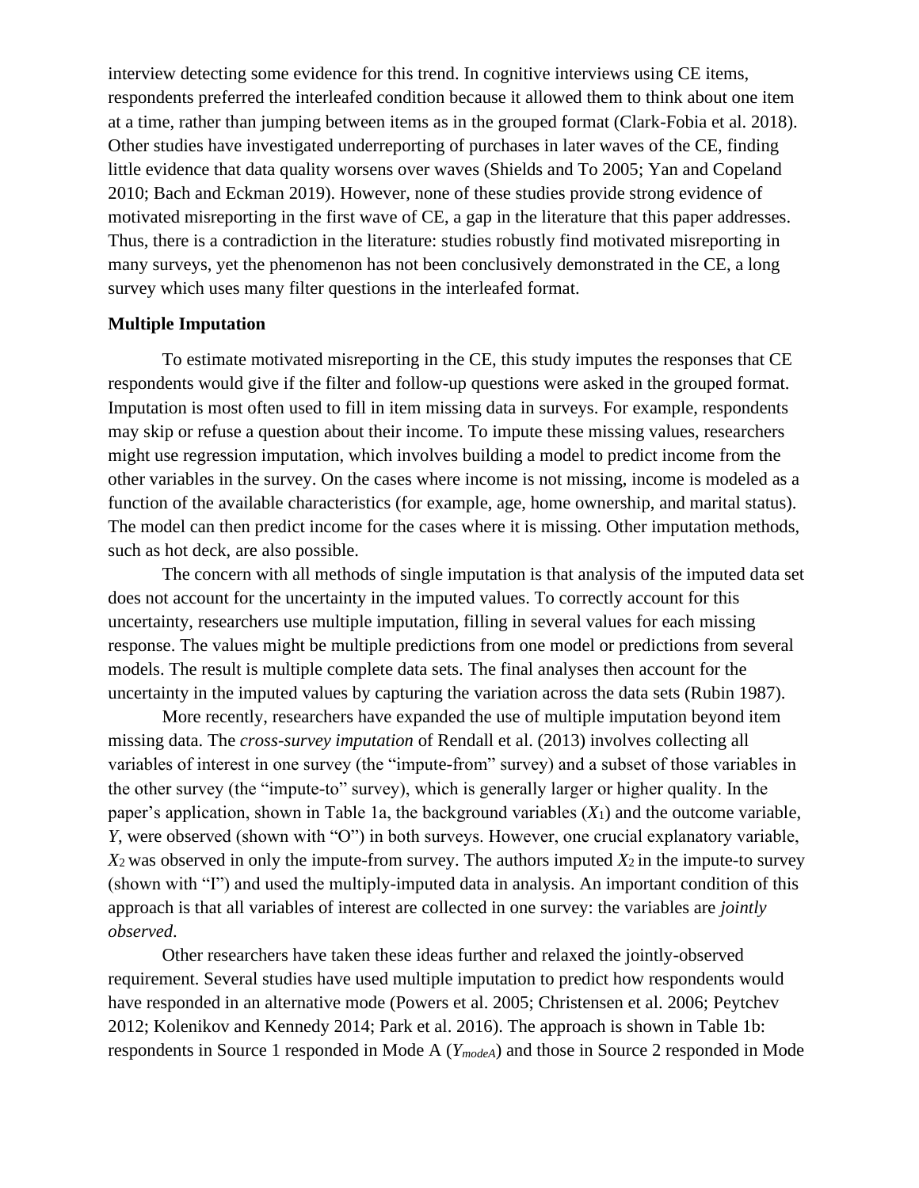interview detecting some evidence for this trend. In cognitive interviews using CE items, respondents preferred the interleafed condition because it allowed them to think about one item at a time, rather than jumping between items as in the grouped format (Clark-Fobia et al. 2018). Other studies have investigated underreporting of purchases in later waves of the CE, finding little evidence that data quality worsens over waves (Shields and To 2005; Yan and Copeland 2010; Bach and Eckman 2019). However, none of these studies provide strong evidence of motivated misreporting in the first wave of CE, a gap in the literature that this paper addresses. Thus, there is a contradiction in the literature: studies robustly find motivated misreporting in many surveys, yet the phenomenon has not been conclusively demonstrated in the CE, a long survey which uses many filter questions in the interleafed format.

**Multiple Imputation**

To estimate motivated misreporting in the CE, this study imputes the responses that CE respondents would give if the filter and follow-up questions were asked in the grouped format. Imputation is most often used to fill in item missing data in surveys. For example, respondents may skip or refuse a question about their income. To impute these missing values, researchers might use regression imputation, which involves building a model to predict income from the other variables in the survey. On the cases where income is not missing, income is modeled as a function of the available characteristics (for example, age, home ownership, and marital status). The model can then predict income for the cases where it is missing. Other imputation methods, such as hot deck, are also possible.

The concern with all methods of single imputation is that analysis of the imputed data set does not account for the uncertainty in the imputed values. To correctly account for this uncertainty, researchers use multiple imputation, filling in several values for each missing response. The values might be multiple predictions from one model or predictions from several models. The result is multiple complete data sets. The final analyses then account for the uncertainty in the imputed values by capturing the variation across the data sets (Rubin 1987).

More recently, researchers have expanded the use of multiple imputation beyond item missing data. The *cross-survey imputation* of Rendall et al. (2013) involves collecting all variables of interest in one survey (the "impute-from" survey) and a subset of those variables in the other survey (the "impute-to" survey), which is generally larger or higher quality. In the paper's application, shown in Table 1a, the background variables ($X_1$) and the outcome variable, $Y$, were observed (shown with "O") in both surveys. However, one crucial explanatory variable, $X_2$ was observed in only the impute-from survey. The authors imputed $X_2$ in the impute-to survey (shown with "I") and used the multiply-imputed data in analysis. An important condition of this approach is that all variables of interest are collected in one survey: the variables are *jointly observed*.

Other researchers have taken these ideas further and relaxed the jointly-observed requirement. Several studies have used multiple imputation to predict how respondents would have responded in an alternative mode (Powers et al. 2005; Christensen et al. 2006; Peytchev 2012; Kolenikov and Kennedy 2014; Park et al. 2016). The approach is shown in Table 1b: respondents in Source 1 responded in Mode A ($Y_{modeA}$) and those in Source 2 responded in Mode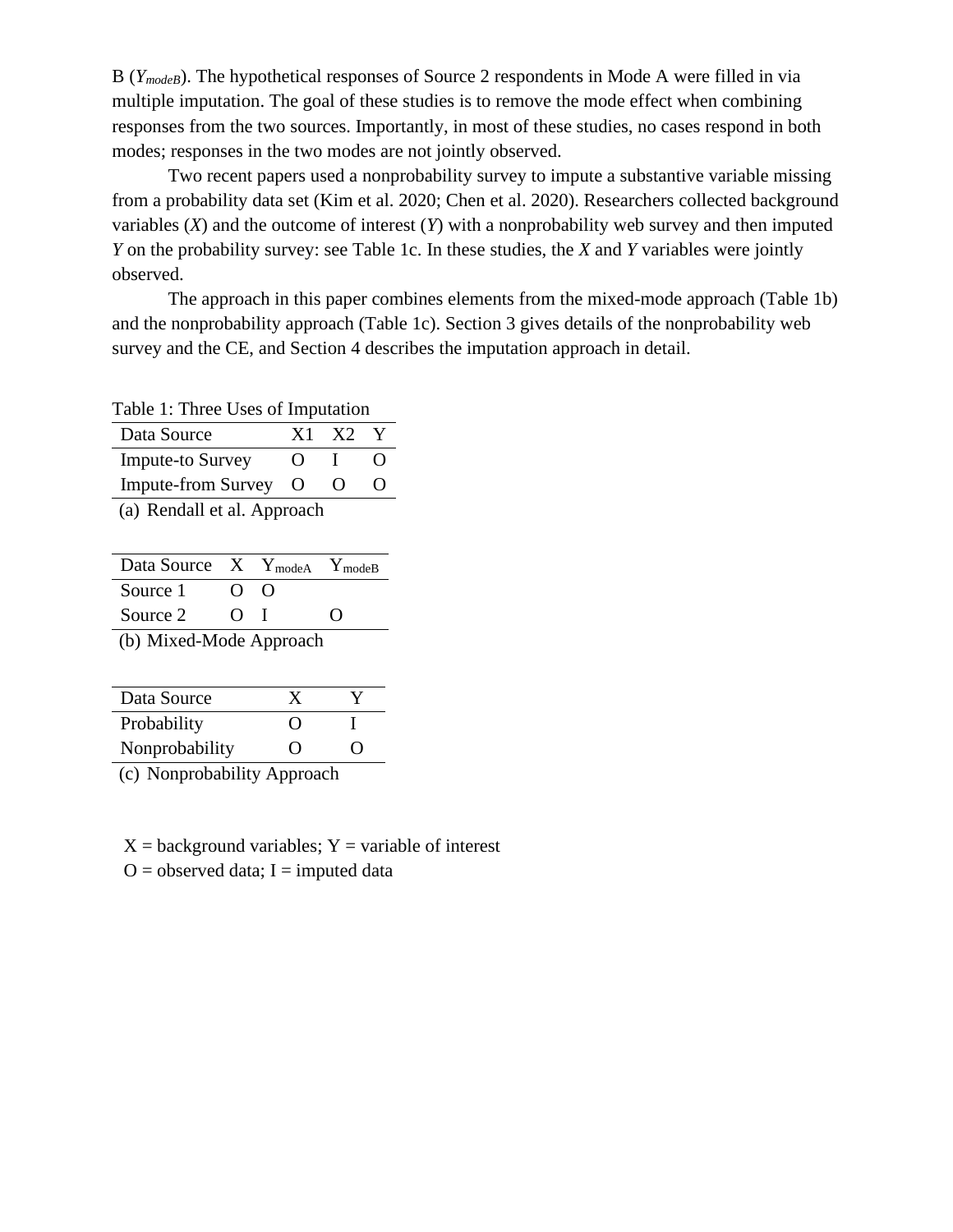B ($Y_{modeB}$). The hypothetical responses of Source 2 respondents in Mode A were filled in via multiple imputation. The goal of these studies is to remove the mode effect when combining responses from the two sources. Importantly, in most of these studies, no cases respond in both modes; responses in the two modes are not jointly observed.

Two recent papers used a nonprobability survey to impute a substantive variable missing from a probability data set (Kim et al. 2020; Chen et al. 2020). Researchers collected background variables (*X*) and the outcome of interest (*Y*) with a nonprobability web survey and then imputed *Y* on the probability survey: see Table 1c. In these studies, the *X* and *Y* variables were jointly observed.

The approach in this paper combines elements from the mixed-mode approach (Table 1b) and the nonprobability approach (Table 1c). Section 3 gives details of the nonprobability web survey and the CE, and Section 4 describes the imputation approach in detail.

Table 1: Three Uses of Imputation

| Data Source | X1 | X2 | Y |
|---|---|---|---|
| Impute-to Survey | O | I | O |
| Impute-from Survey | O | O | O |

(a) Rendall et al. Approach

| Data Source | X | $Y_{modeA}$ | $Y_{modeB}$ |
|---|---|---|---|
| Source 1 | O | O | |
| Source 2 | O | I | O |

(b) Mixed-Mode Approach

| Data Source | X | Y |
|---|---|---|
| Probability | O | I |
| Nonprobability | O | O |

(c) Nonprobability Approach

X = background variables; Y = variable of interest
O = observed data; I = imputed data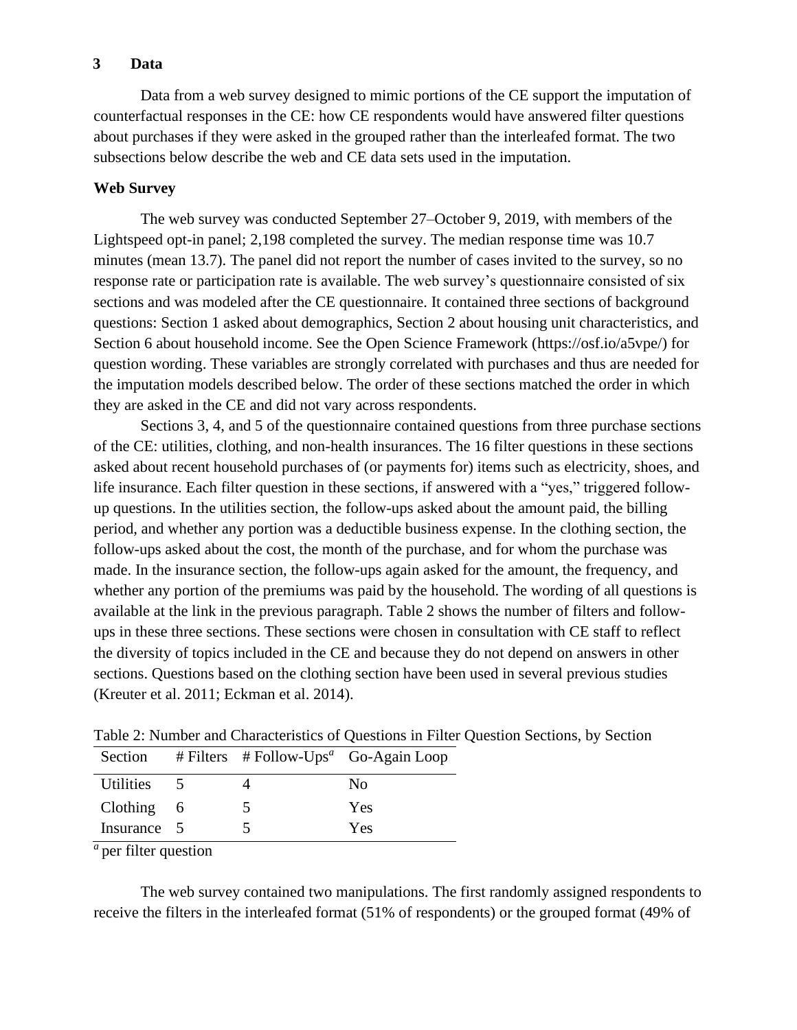## 3 Data

Data from a web survey designed to mimic portions of the CE support the imputation of counterfactual responses in the CE: how CE respondents would have answered filter questions about purchases if they were asked in the grouped rather than the interleafed format. The two subsections below describe the web and CE data sets used in the imputation.

### Web Survey

The web survey was conducted September 27–October 9, 2019, with members of the Lightspeed opt-in panel; 2,198 completed the survey. The median response time was 10.7 minutes (mean 13.7). The panel did not report the number of cases invited to the survey, so no response rate or participation rate is available. The web survey's questionnaire consisted of six sections and was modeled after the CE questionnaire. It contained three sections of background questions: Section 1 asked about demographics, Section 2 about housing unit characteristics, and Section 6 about household income. See the Open Science Framework (https://osf.io/a5vpe/) for question wording. These variables are strongly correlated with purchases and thus are needed for the imputation models described below. The order of these sections matched the order in which they are asked in the CE and did not vary across respondents.

Sections 3, 4, and 5 of the questionnaire contained questions from three purchase sections of the CE: utilities, clothing, and non-health insurances. The 16 filter questions in these sections asked about recent household purchases of (or payments for) items such as electricity, shoes, and life insurance. Each filter question in these sections, if answered with a "yes," triggered follow-up questions. In the utilities section, the follow-ups asked about the amount paid, the billing period, and whether any portion was a deductible business expense. In the clothing section, the follow-ups asked about the cost, the month of the purchase, and for whom the purchase was made. In the insurance section, the follow-ups again asked for the amount, the frequency, and whether any portion of the premiums was paid by the household. The wording of all questions is available at the link in the previous paragraph. Table 2 shows the number of filters and follow-ups in these three sections. These sections were chosen in consultation with CE staff to reflect the diversity of topics included in the CE and because they do not depend on answers in other sections. Questions based on the clothing section have been used in several previous studies (Kreuter et al. 2011; Eckman et al. 2014).

Table 2: Number and Characteristics of Questions in Filter Question Sections, by Section

| Section | # Filters | # Follow-Ups[a] | Go-Again Loop |
|---|---|---|---|
| Utilities | 5 | 4 | No |
| Clothing | 6 | 5 | Yes |
| Insurance | 5 | 5 | Yes |

[a] per filter question

The web survey contained two manipulations. The first randomly assigned respondents to receive the filters in the interleafed format (51% of respondents) or the grouped format (49% of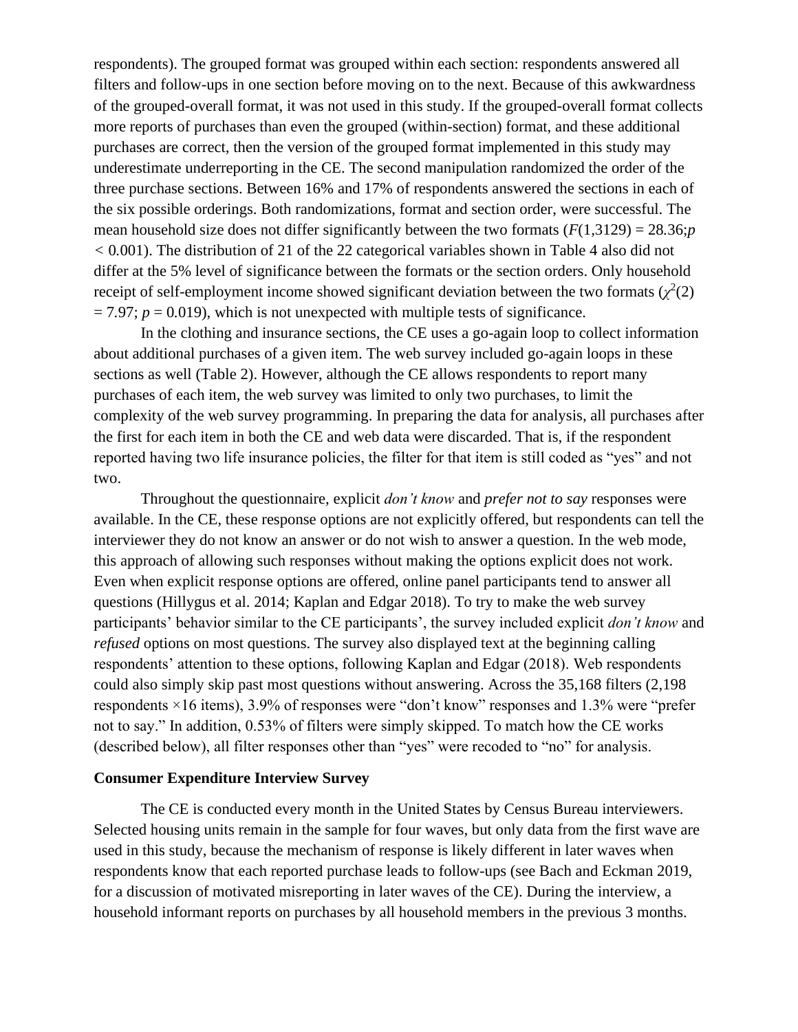respondents). The grouped format was grouped within each section: respondents answered all filters and follow-ups in one section before moving on to the next. Because of this awkwardness of the grouped-overall format, it was not used in this study. If the grouped-overall format collects more reports of purchases than even the grouped (within-section) format, and these additional purchases are correct, then the version of the grouped format implemented in this study may underestimate underreporting in the CE. The second manipulation randomized the order of the three purchase sections. Between 16% and 17% of respondents answered the sections in each of the six possible orderings. Both randomizations, format and section order, were successful. The mean household size does not differ significantly between the two formats ($F(1,3129) = 28.36; p < 0.001$). The distribution of 21 of the 22 categorical variables shown in Table 4 also did not differ at the 5% level of significance between the formats or the section orders. Only household receipt of self-employment income showed significant deviation between the two formats ($\chi^2(2) = 7.97$; $p = 0.019$), which is not unexpected with multiple tests of significance.

In the clothing and insurance sections, the CE uses a go-again loop to collect information about additional purchases of a given item. The web survey included go-again loops in these sections as well (Table 2). However, although the CE allows respondents to report many purchases of each item, the web survey was limited to only two purchases, to limit the complexity of the web survey programming. In preparing the data for analysis, all purchases after the first for each item in both the CE and web data were discarded. That is, if the respondent reported having two life insurance policies, the filter for that item is still coded as "yes" and not two.

Throughout the questionnaire, explicit *don't know* and *prefer not to say* responses were available. In the CE, these response options are not explicitly offered, but respondents can tell the interviewer they do not know an answer or do not wish to answer a question. In the web mode, this approach of allowing such responses without making the options explicit does not work. Even when explicit response options are offered, online panel participants tend to answer all questions (Hillygus et al. 2014; Kaplan and Edgar 2018). To try to make the web survey participants' behavior similar to the CE participants', the survey included explicit *don't know* and *refused* options on most questions. The survey also displayed text at the beginning calling respondents' attention to these options, following Kaplan and Edgar (2018). Web respondents could also simply skip past most questions without answering. Across the 35,168 filters (2,198 respondents ×16 items), 3.9% of responses were "don't know" responses and 1.3% were "prefer not to say." In addition, 0.53% of filters were simply skipped. To match how the CE works (described below), all filter responses other than "yes" were recoded to "no" for analysis.

**Consumer Expenditure Interview Survey**

The CE is conducted every month in the United States by Census Bureau interviewers. Selected housing units remain in the sample for four waves, but only data from the first wave are used in this study, because the mechanism of response is likely different in later waves when respondents know that each reported purchase leads to follow-ups (see Bach and Eckman 2019, for a discussion of motivated misreporting in later waves of the CE). During the interview, a household informant reports on purchases by all household members in the previous 3 months.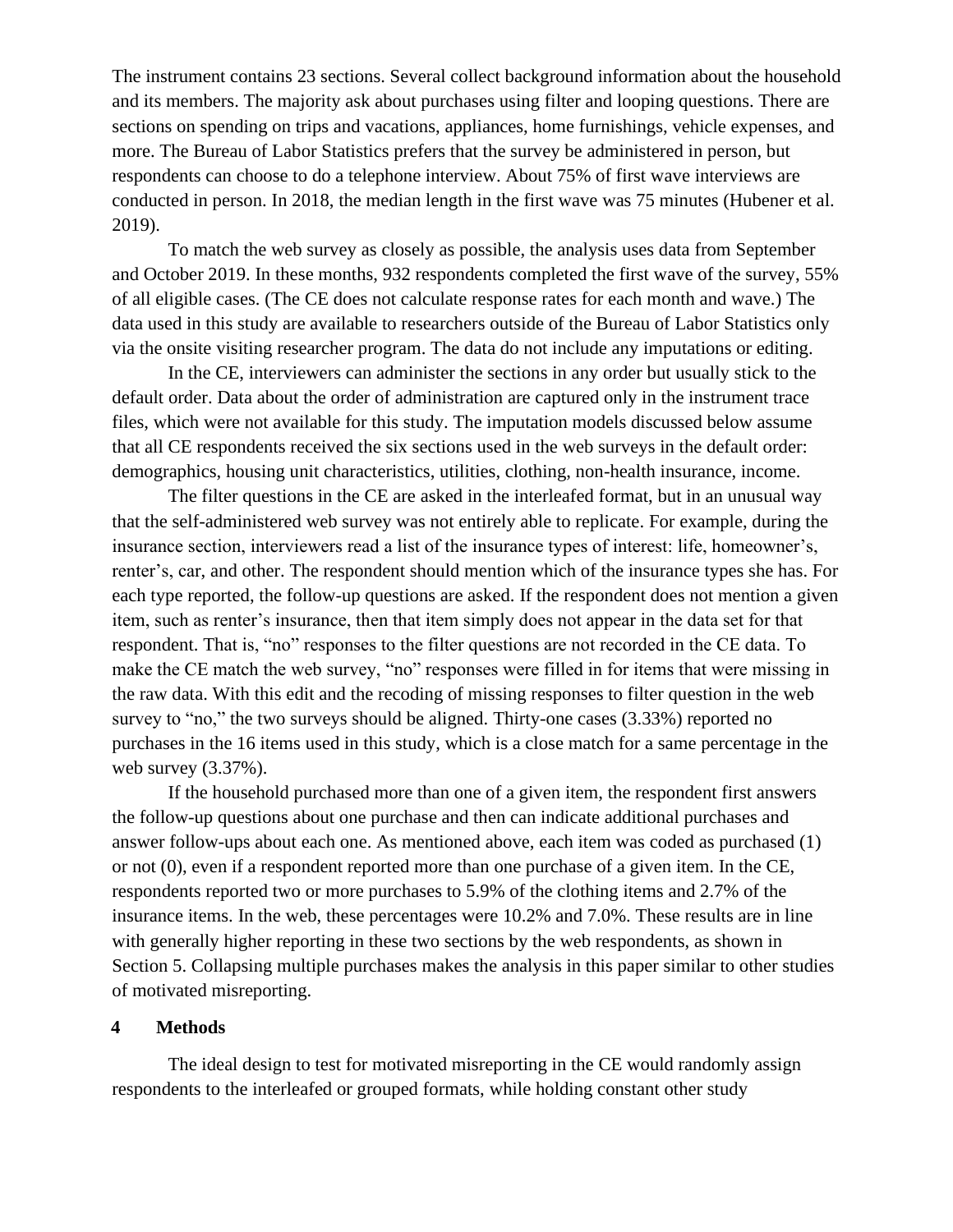The instrument contains 23 sections. Several collect background information about the household and its members. The majority ask about purchases using filter and looping questions. There are sections on spending on trips and vacations, appliances, home furnishings, vehicle expenses, and more. The Bureau of Labor Statistics prefers that the survey be administered in person, but respondents can choose to do a telephone interview. About 75% of first wave interviews are conducted in person. In 2018, the median length in the first wave was 75 minutes (Hubener et al. 2019).

To match the web survey as closely as possible, the analysis uses data from September and October 2019. In these months, 932 respondents completed the first wave of the survey, 55% of all eligible cases. (The CE does not calculate response rates for each month and wave.) The data used in this study are available to researchers outside of the Bureau of Labor Statistics only via the onsite visiting researcher program. The data do not include any imputations or editing.

In the CE, interviewers can administer the sections in any order but usually stick to the default order. Data about the order of administration are captured only in the instrument trace files, which were not available for this study. The imputation models discussed below assume that all CE respondents received the six sections used in the web surveys in the default order: demographics, housing unit characteristics, utilities, clothing, non-health insurance, income.

The filter questions in the CE are asked in the interleafed format, but in an unusual way that the self-administered web survey was not entirely able to replicate. For example, during the insurance section, interviewers read a list of the insurance types of interest: life, homeowner's, renter's, car, and other. The respondent should mention which of the insurance types she has. For each type reported, the follow-up questions are asked. If the respondent does not mention a given item, such as renter's insurance, then that item simply does not appear in the data set for that respondent. That is, "no" responses to the filter questions are not recorded in the CE data. To make the CE match the web survey, "no" responses were filled in for items that were missing in the raw data. With this edit and the recoding of missing responses to filter question in the web survey to "no," the two surveys should be aligned. Thirty-one cases (3.33%) reported no purchases in the 16 items used in this study, which is a close match for a same percentage in the web survey (3.37%).

If the household purchased more than one of a given item, the respondent first answers the follow-up questions about one purchase and then can indicate additional purchases and answer follow-ups about each one. As mentioned above, each item was coded as purchased (1) or not (0), even if a respondent reported more than one purchase of a given item. In the CE, respondents reported two or more purchases to 5.9% of the clothing items and 2.7% of the insurance items. In the web, these percentages were 10.2% and 7.0%. These results are in line with generally higher reporting in these two sections by the web respondents, as shown in Section 5. Collapsing multiple purchases makes the analysis in this paper similar to other studies of motivated misreporting.

## 4 Methods

The ideal design to test for motivated misreporting in the CE would randomly assign respondents to the interleafed or grouped formats, while holding constant other study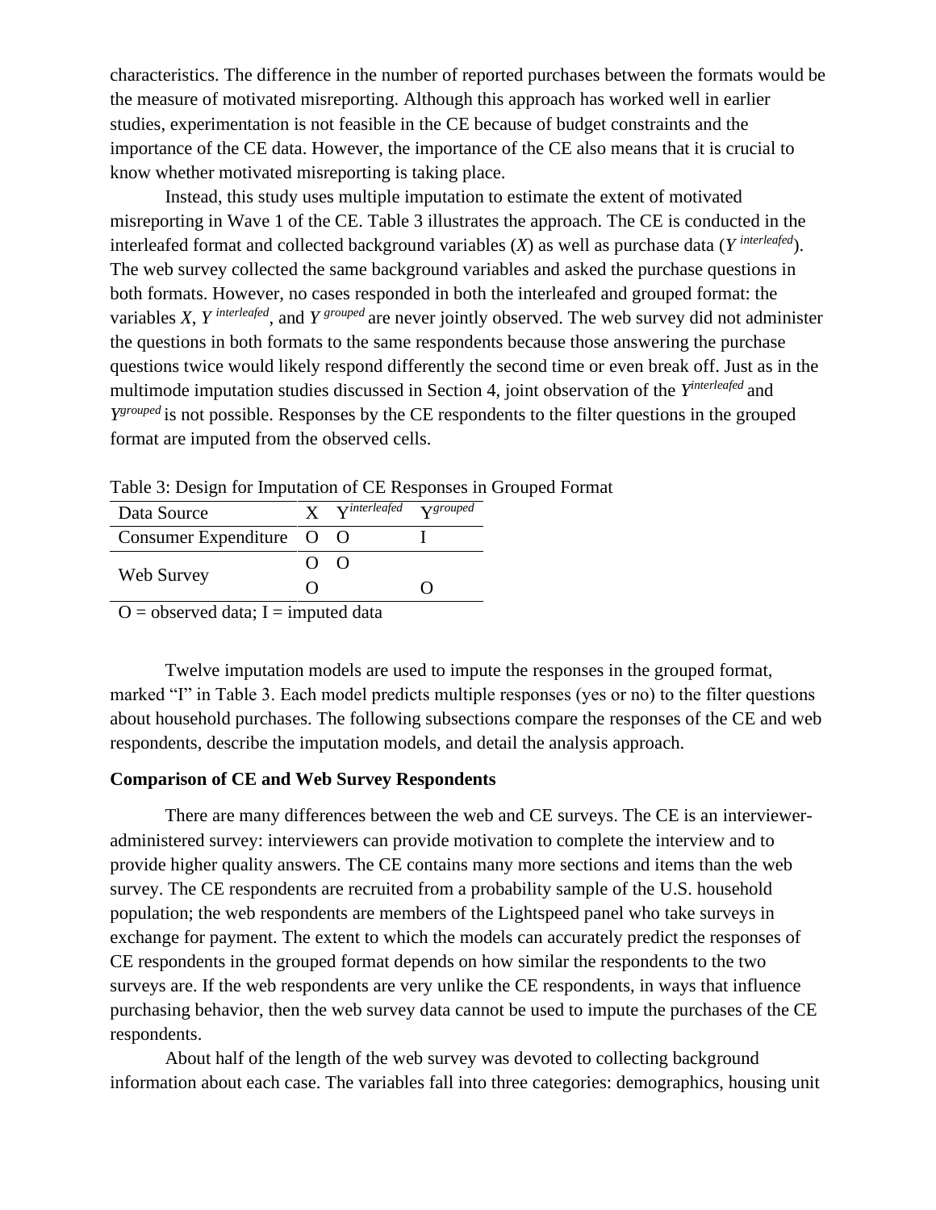characteristics. The difference in the number of reported purchases between the formats would be the measure of motivated misreporting. Although this approach has worked well in earlier studies, experimentation is not feasible in the CE because of budget constraints and the importance of the CE data. However, the importance of the CE also means that it is crucial to know whether motivated misreporting is taking place.

Instead, this study uses multiple imputation to estimate the extent of motivated misreporting in Wave 1 of the CE. Table 3 illustrates the approach. The CE is conducted in the interleafed format and collected background variables ($X$) as well as purchase data ($Y^{interleafed}$). The web survey collected the same background variables and asked the purchase questions in both formats. However, no cases responded in both the interleafed and grouped format: the variables $X$, $Y^{interleafed}$, and $Y^{grouped}$ are never jointly observed. The web survey did not administer the questions in both formats to the same respondents because those answering the purchase questions twice would likely respond differently the second time or even break off. Just as in the multimode imputation studies discussed in Section 4, joint observation of the $Y^{interleafed}$ and $Y^{grouped}$ is not possible. Responses by the CE respondents to the filter questions in the grouped format are imputed from the observed cells.

Table 3: Design for Imputation of CE Responses in Grouped Format

| Data Source | X | $Y^{interleafed}$ | $Y^{grouped}$ |
|---|---|---|---|
| Consumer Expenditure | O | O | I |
| Web Survey | O | O | |
| | O | | O |

O = observed data; I = imputed data

Twelve imputation models are used to impute the responses in the grouped format, marked "I" in Table 3. Each model predicts multiple responses (yes or no) to the filter questions about household purchases. The following subsections compare the responses of the CE and web respondents, describe the imputation models, and detail the analysis approach.

### Comparison of CE and Web Survey Respondents

There are many differences between the web and CE surveys. The CE is an interviewer-administered survey: interviewers can provide motivation to complete the interview and to provide higher quality answers. The CE contains many more sections and items than the web survey. The CE respondents are recruited from a probability sample of the U.S. household population; the web respondents are members of the Lightspeed panel who take surveys in exchange for payment. The extent to which the models can accurately predict the responses of CE respondents in the grouped format depends on how similar the respondents to the two surveys are. If the web respondents are very unlike the CE respondents, in ways that influence purchasing behavior, then the web survey data cannot be used to impute the purchases of the CE respondents.

About half of the length of the web survey was devoted to collecting background information about each case. The variables fall into three categories: demographics, housing unit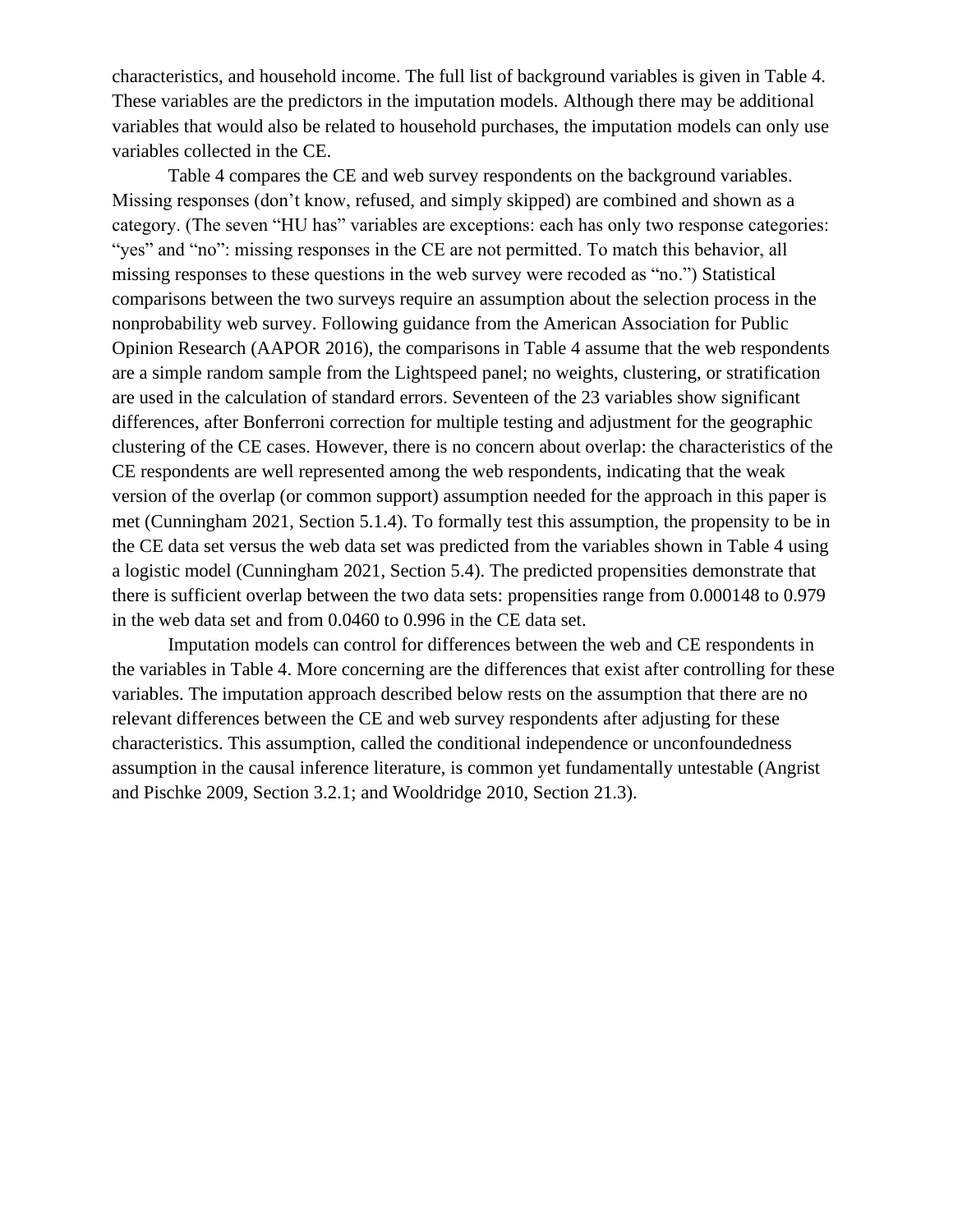characteristics, and household income. The full list of background variables is given in Table 4. These variables are the predictors in the imputation models. Although there may be additional variables that would also be related to household purchases, the imputation models can only use variables collected in the CE.

Table 4 compares the CE and web survey respondents on the background variables. Missing responses (don't know, refused, and simply skipped) are combined and shown as a category. (The seven "HU has" variables are exceptions: each has only two response categories: "yes" and "no": missing responses in the CE are not permitted. To match this behavior, all missing responses to these questions in the web survey were recoded as "no.") Statistical comparisons between the two surveys require an assumption about the selection process in the nonprobability web survey. Following guidance from the American Association for Public Opinion Research (AAPOR 2016), the comparisons in Table 4 assume that the web respondents are a simple random sample from the Lightspeed panel; no weights, clustering, or stratification are used in the calculation of standard errors. Seventeen of the 23 variables show significant differences, after Bonferroni correction for multiple testing and adjustment for the geographic clustering of the CE cases. However, there is no concern about overlap: the characteristics of the CE respondents are well represented among the web respondents, indicating that the weak version of the overlap (or common support) assumption needed for the approach in this paper is met (Cunningham 2021, Section 5.1.4). To formally test this assumption, the propensity to be in the CE data set versus the web data set was predicted from the variables shown in Table 4 using a logistic model (Cunningham 2021, Section 5.4). The predicted propensities demonstrate that there is sufficient overlap between the two data sets: propensities range from 0.000148 to 0.979 in the web data set and from 0.0460 to 0.996 in the CE data set.

Imputation models can control for differences between the web and CE respondents in the variables in Table 4. More concerning are the differences that exist after controlling for these variables. The imputation approach described below rests on the assumption that there are no relevant differences between the CE and web survey respondents after adjusting for these characteristics. This assumption, called the conditional independence or unconfoundedness assumption in the causal inference literature, is common yet fundamentally untestable (Angrist and Pischke 2009, Section 3.2.1; and Wooldridge 2010, Section 21.3).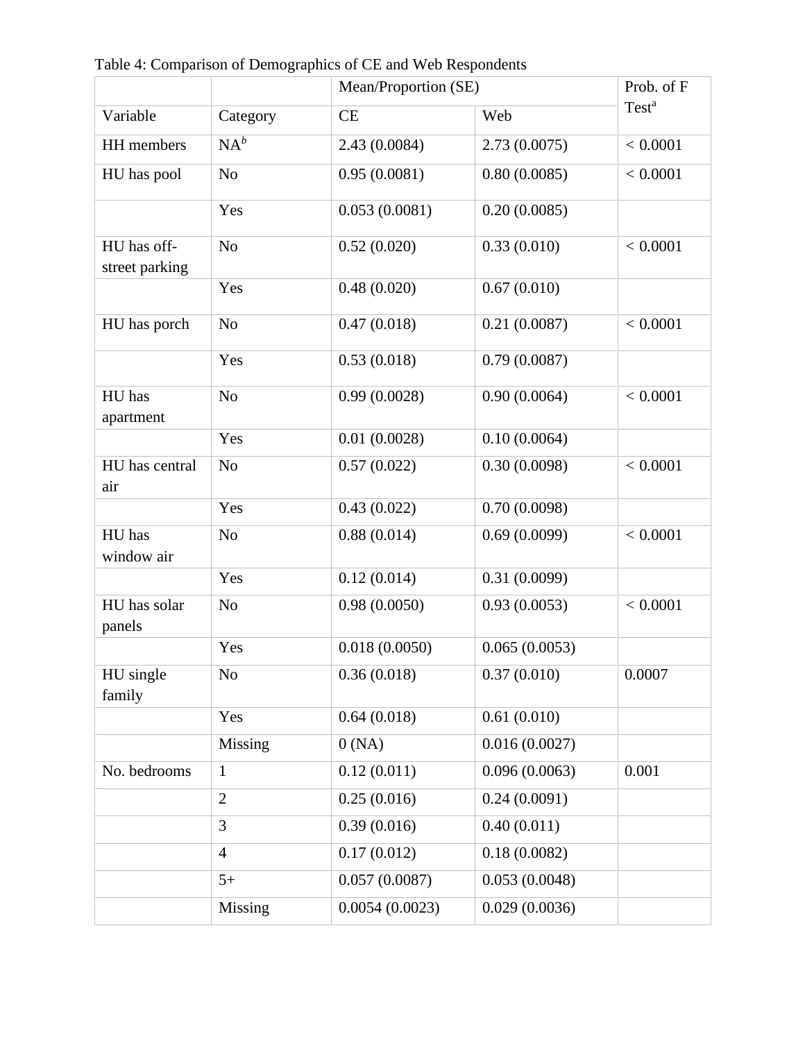Table 4: Comparison of Demographics of CE and Web Respondents

| | | Mean/Proportion (SE) | | Prob. of F Test[a] |
|---|---|---|---|---|
| Variable | Category | CE | Web | |
| HH members | NA[b] | 2.43 (0.0084) | 2.73 (0.0075) | < 0.0001 |
| HU has pool | No | 0.95 (0.0081) | 0.80 (0.0085) | < 0.0001 |
| | Yes | 0.053 (0.0081) | 0.20 (0.0085) | |
| HU has off-street parking | No | 0.52 (0.020) | 0.33 (0.010) | < 0.0001 |
| | Yes | 0.48 (0.020) | 0.67 (0.010) | |
| HU has porch | No | 0.47 (0.018) | 0.21 (0.0087) | < 0.0001 |
| | Yes | 0.53 (0.018) | 0.79 (0.0087) | |
| HU has apartment | No | 0.99 (0.0028) | 0.90 (0.0064) | < 0.0001 |
| | Yes | 0.01 (0.0028) | 0.10 (0.0064) | |
| HU has central air | No | 0.57 (0.022) | 0.30 (0.0098) | < 0.0001 |
| | Yes | 0.43 (0.022) | 0.70 (0.0098) | |
| HU has window air | No | 0.88 (0.014) | 0.69 (0.0099) | < 0.0001 |
| | Yes | 0.12 (0.014) | 0.31 (0.0099) | |
| HU has solar panels | No | 0.98 (0.0050) | 0.93 (0.0053) | < 0.0001 |
| | Yes | 0.018 (0.0050) | 0.065 (0.0053) | |
| HU single family | No | 0.36 (0.018) | 0.37 (0.010) | 0.0007 |
| | Yes | 0.64 (0.018) | 0.61 (0.010) | |
| | Missing | 0 (NA) | 0.016 (0.0027) | |
| No. bedrooms | 1 | 0.12 (0.011) | 0.096 (0.0063) | 0.001 |
| | 2 | 0.25 (0.016) | 0.24 (0.0091) | |
| | 3 | 0.39 (0.016) | 0.40 (0.011) | |
| | 4 | 0.17 (0.012) | 0.18 (0.0082) | |
| | 5+ | 0.057 (0.0087) | 0.053 (0.0048) | |
| | Missing | 0.0054 (0.0023) | 0.029 (0.0036) | |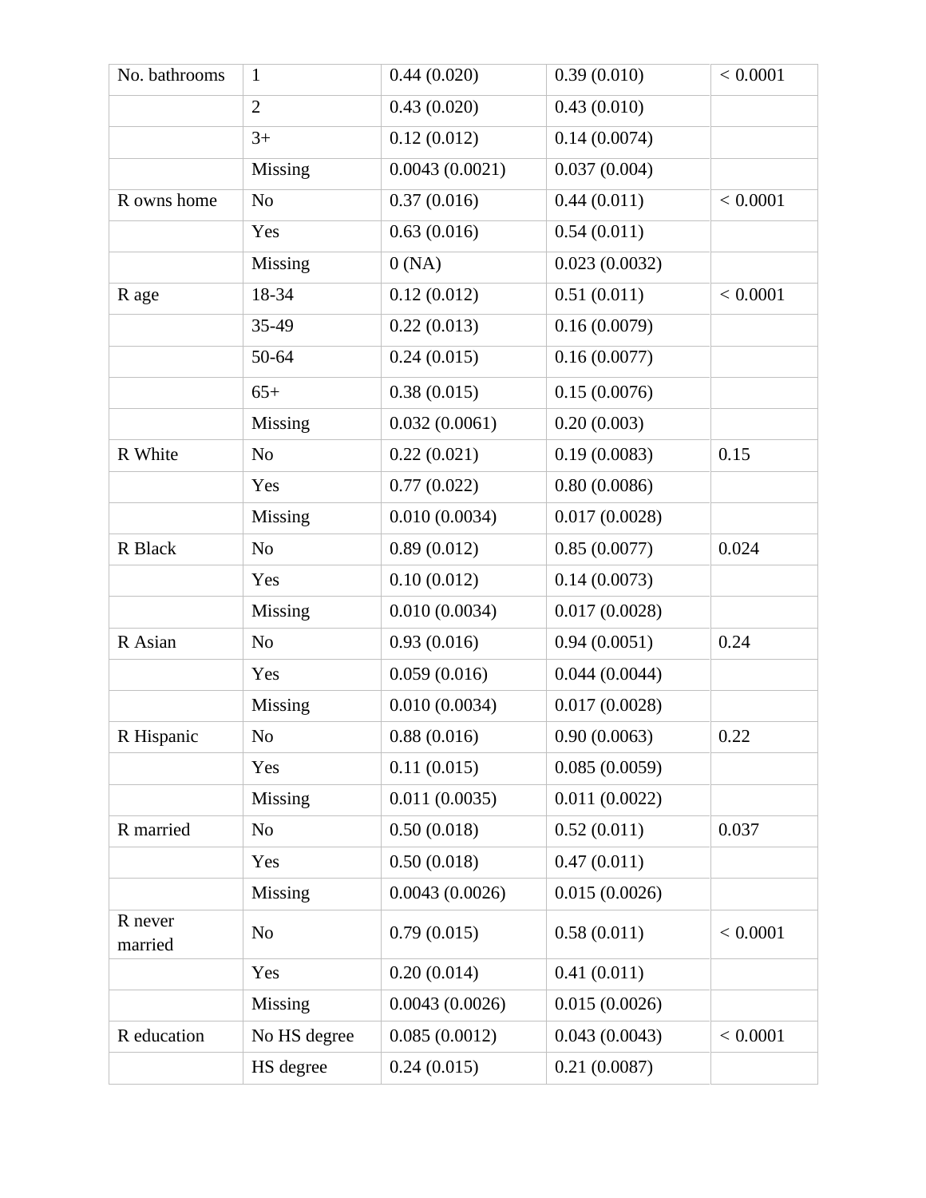| No. bathrooms | 1 | 0.44 (0.020) | 0.39 (0.010) | < 0.0001 |
|---|---|---|---|---|
| | 2 | 0.43 (0.020) | 0.43 (0.010) | |
| | 3+ | 0.12 (0.012) | 0.14 (0.0074) | |
| | Missing | 0.0043 (0.0021) | 0.037 (0.004) | |
| R owns home | No | 0.37 (0.016) | 0.44 (0.011) | < 0.0001 |
| | Yes | 0.63 (0.016) | 0.54 (0.011) | |
| | Missing | 0 (NA) | 0.023 (0.0032) | |
| R age | 18-34 | 0.12 (0.012) | 0.51 (0.011) | < 0.0001 |
| | 35-49 | 0.22 (0.013) | 0.16 (0.0079) | |
| | 50-64 | 0.24 (0.015) | 0.16 (0.0077) | |
| | 65+ | 0.38 (0.015) | 0.15 (0.0076) | |
| | Missing | 0.032 (0.0061) | 0.20 (0.003) | |
| R White | No | 0.22 (0.021) | 0.19 (0.0083) | 0.15 |
| | Yes | 0.77 (0.022) | 0.80 (0.0086) | |
| | Missing | 0.010 (0.0034) | 0.017 (0.0028) | |
| R Black | No | 0.89 (0.012) | 0.85 (0.0077) | 0.024 |
| | Yes | 0.10 (0.012) | 0.14 (0.0073) | |
| | Missing | 0.010 (0.0034) | 0.017 (0.0028) | |
| R Asian | No | 0.93 (0.016) | 0.94 (0.0051) | 0.24 |
| | Yes | 0.059 (0.016) | 0.044 (0.0044) | |
| | Missing | 0.010 (0.0034) | 0.017 (0.0028) | |
| R Hispanic | No | 0.88 (0.016) | 0.90 (0.0063) | 0.22 |
| | Yes | 0.11 (0.015) | 0.085 (0.0059) | |
| | Missing | 0.011 (0.0035) | 0.011 (0.0022) | |
| R married | No | 0.50 (0.018) | 0.52 (0.011) | 0.037 |
| | Yes | 0.50 (0.018) | 0.47 (0.011) | |
| | Missing | 0.0043 (0.0026) | 0.015 (0.0026) | |
| R never married | No | 0.79 (0.015) | 0.58 (0.011) | < 0.0001 |
| | Yes | 0.20 (0.014) | 0.41 (0.011) | |
| | Missing | 0.0043 (0.0026) | 0.015 (0.0026) | |
| R education | No HS degree | 0.085 (0.0012) | 0.043 (0.0043) | < 0.0001 |
| | HS degree | 0.24 (0.015) | 0.21 (0.0087) | |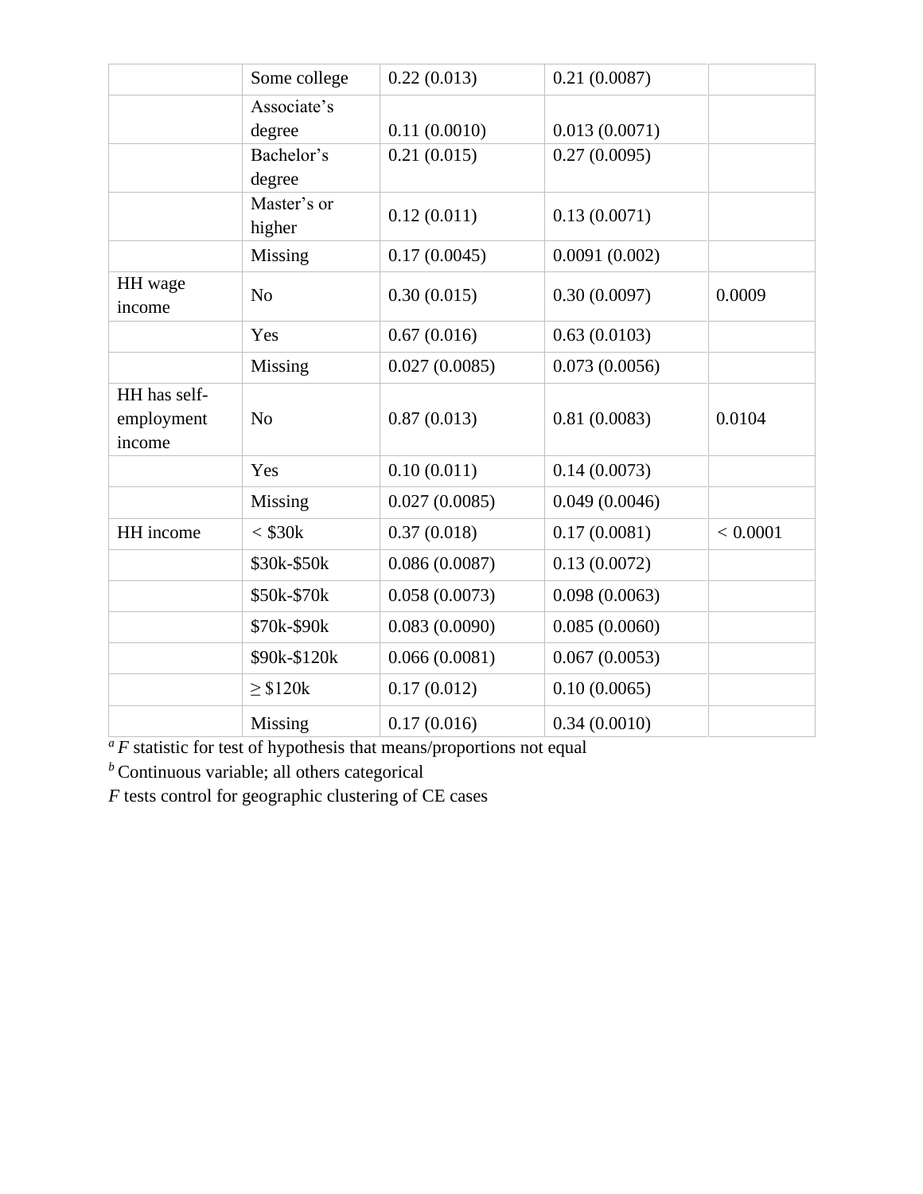| | | | | |
|---|---|---|---|---|
| | Some college | 0.22 (0.013) | 0.21 (0.0087) | |
| | Associate's degree | 0.11 (0.0010) | 0.013 (0.0071) | |
| | Bachelor's degree | 0.21 (0.015) | 0.27 (0.0095) | |
| | Master's or higher | 0.12 (0.011) | 0.13 (0.0071) | |
| | Missing | 0.17 (0.0045) | 0.0091 (0.002) | |
| HH wage income | No | 0.30 (0.015) | 0.30 (0.0097) | 0.0009 |
| | Yes | 0.67 (0.016) | 0.63 (0.0103) | |
| | Missing | 0.027 (0.0085) | 0.073 (0.0056) | |
| HH has self-employment income | No | 0.87 (0.013) | 0.81 (0.0083) | 0.0104 |
| | Yes | 0.10 (0.011) | 0.14 (0.0073) | |
| | Missing | 0.027 (0.0085) | 0.049 (0.0046) | |
| HH income | < \$30k | 0.37 (0.018) | 0.17 (0.0081) | < 0.0001 |
| | \$30k-\$50k | 0.086 (0.0087) | 0.13 (0.0072) | |
| | \$50k-\$70k | 0.058 (0.0073) | 0.098 (0.0063) | |
| | \$70k-\$90k | 0.083 (0.0090) | 0.085 (0.0060) | |
| | \$90k-\$120k | 0.066 (0.0081) | 0.067 (0.0053) | |
| | ≥ \$120k | 0.17 (0.012) | 0.10 (0.0065) | |
| | Missing | 0.17 (0.016) | 0.34 (0.0010) | |

[a] *F* statistic for test of hypothesis that means/proportions not equal

[b] Continuous variable; all others categorical

*F* tests control for geographic clustering of CE cases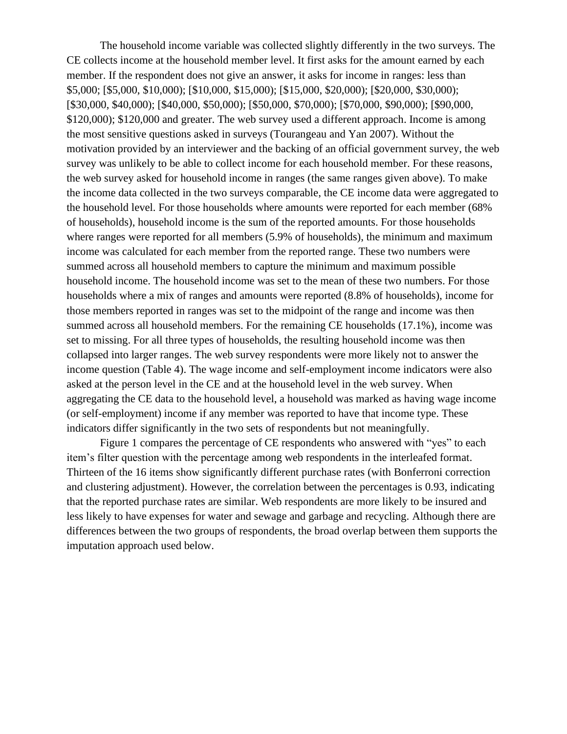The household income variable was collected slightly differently in the two surveys. The CE collects income at the household member level. It first asks for the amount earned by each member. If the respondent does not give an answer, it asks for income in ranges: less than $5,000; [$5,000, $10,000); [$10,000, $15,000); [$15,000, $20,000); [$20,000, $30,000); [$30,000, $40,000); [$40,000, $50,000); [$50,000, $70,000); [$70,000, $90,000); [$90,000, $120,000); $120,000 and greater. The web survey used a different approach. Income is among the most sensitive questions asked in surveys (Tourangeau and Yan 2007). Without the motivation provided by an interviewer and the backing of an official government survey, the web survey was unlikely to be able to collect income for each household member. For these reasons, the web survey asked for household income in ranges (the same ranges given above). To make the income data collected in the two surveys comparable, the CE income data were aggregated to the household level. For those households where amounts were reported for each member (68% of households), household income is the sum of the reported amounts. For those households where ranges were reported for all members (5.9% of households), the minimum and maximum income was calculated for each member from the reported range. These two numbers were summed across all household members to capture the minimum and maximum possible household income. The household income was set to the mean of these two numbers. For those households where a mix of ranges and amounts were reported (8.8% of households), income for those members reported in ranges was set to the midpoint of the range and income was then summed across all household members. For the remaining CE households (17.1%), income was set to missing. For all three types of households, the resulting household income was then collapsed into larger ranges. The web survey respondents were more likely not to answer the income question (Table 4). The wage income and self-employment income indicators were also asked at the person level in the CE and at the household level in the web survey. When aggregating the CE data to the household level, a household was marked as having wage income (or self-employment) income if any member was reported to have that income type. These indicators differ significantly in the two sets of respondents but not meaningfully.

Figure 1 compares the percentage of CE respondents who answered with "yes" to each item's filter question with the percentage among web respondents in the interleafed format. Thirteen of the 16 items show significantly different purchase rates (with Bonferroni correction and clustering adjustment). However, the correlation between the percentages is 0.93, indicating that the reported purchase rates are similar. Web respondents are more likely to be insured and less likely to have expenses for water and sewage and garbage and recycling. Although there are differences between the two groups of respondents, the broad overlap between them supports the imputation approach used below.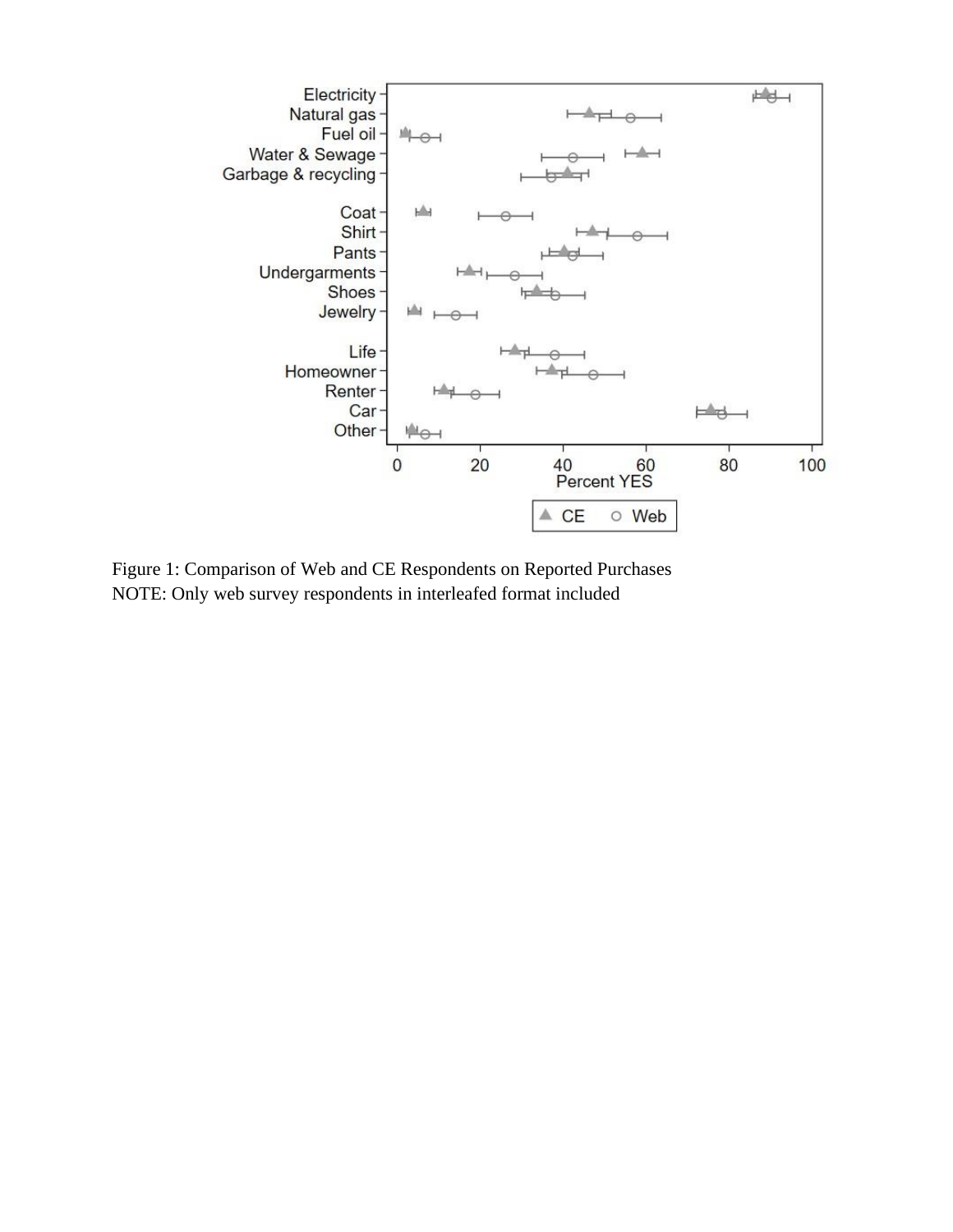Figure 1: Comparison of Web and CE Respondents on Reported Purchases
NOTE: Only web survey respondents in interleafed format included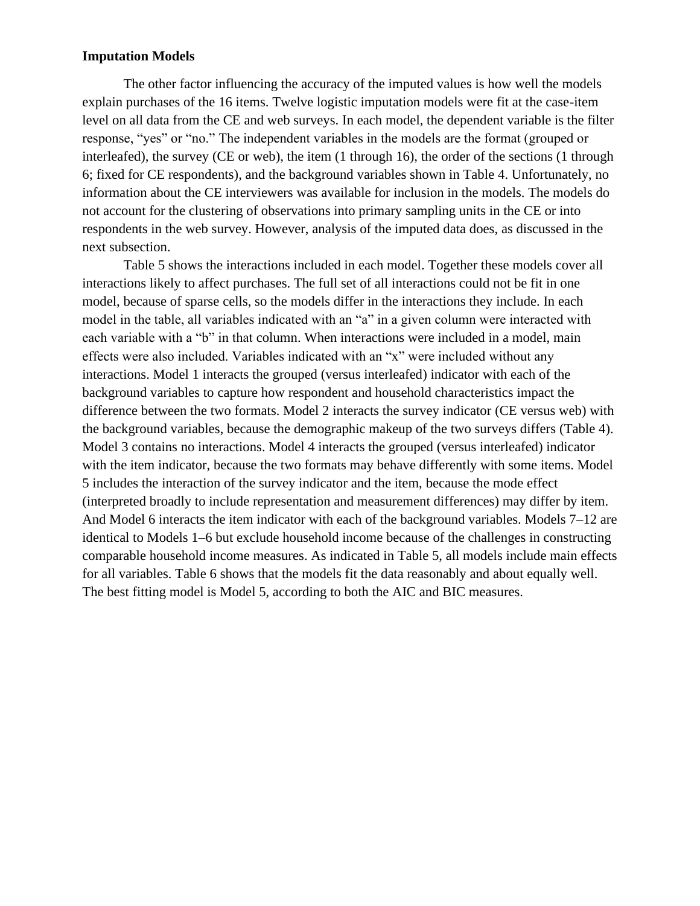**Imputation Models**

The other factor influencing the accuracy of the imputed values is how well the models explain purchases of the 16 items. Twelve logistic imputation models were fit at the case-item level on all data from the CE and web surveys. In each model, the dependent variable is the filter response, "yes" or "no." The independent variables in the models are the format (grouped or interleafed), the survey (CE or web), the item (1 through 16), the order of the sections (1 through 6; fixed for CE respondents), and the background variables shown in Table 4. Unfortunately, no information about the CE interviewers was available for inclusion in the models. The models do not account for the clustering of observations into primary sampling units in the CE or into respondents in the web survey. However, analysis of the imputed data does, as discussed in the next subsection.

Table 5 shows the interactions included in each model. Together these models cover all interactions likely to affect purchases. The full set of all interactions could not be fit in one model, because of sparse cells, so the models differ in the interactions they include. In each model in the table, all variables indicated with an "a" in a given column were interacted with each variable with a "b" in that column. When interactions were included in a model, main effects were also included. Variables indicated with an "x" were included without any interactions. Model 1 interacts the grouped (versus interleafed) indicator with each of the background variables to capture how respondent and household characteristics impact the difference between the two formats. Model 2 interacts the survey indicator (CE versus web) with the background variables, because the demographic makeup of the two surveys differs (Table 4). Model 3 contains no interactions. Model 4 interacts the grouped (versus interleafed) indicator with the item indicator, because the two formats may behave differently with some items. Model 5 includes the interaction of the survey indicator and the item, because the mode effect (interpreted broadly to include representation and measurement differences) may differ by item. And Model 6 interacts the item indicator with each of the background variables. Models 7–12 are identical to Models 1–6 but exclude household income because of the challenges in constructing comparable household income measures. As indicated in Table 5, all models include main effects for all variables. Table 6 shows that the models fit the data reasonably and about equally well. The best fitting model is Model 5, according to both the AIC and BIC measures.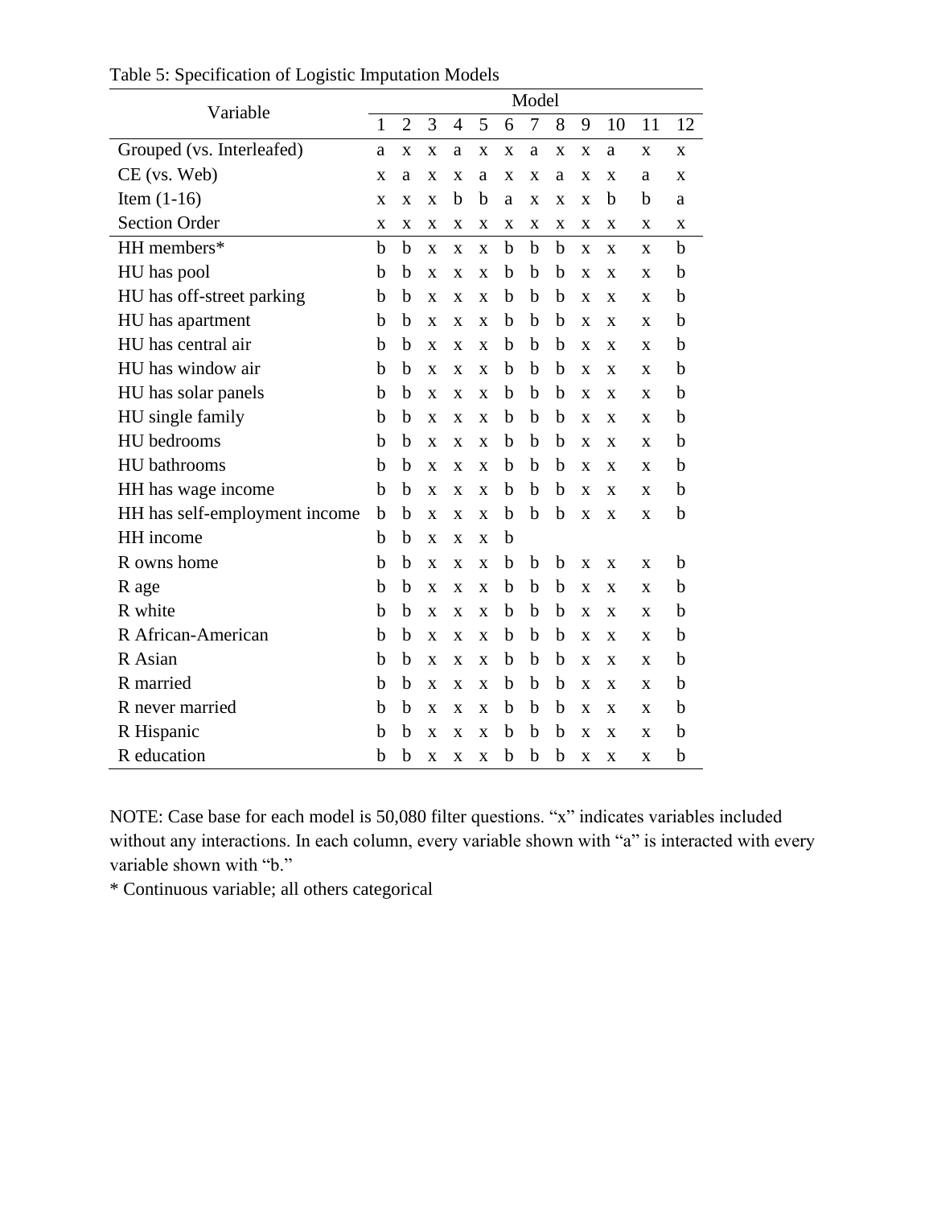Table 5: Specification of Logistic Imputation Models

| Variable | Model | | | | | | | | | | | |
|---|---|---|---|---|---|---|---|---|---|---|---|---|
| | 1 | 2 | 3 | 4 | 5 | 6 | 7 | 8 | 9 | 10 | 11 | 12 |
| Grouped (vs. Interleafed) | a | x | x | a | x | x | a | x | x | a | x | x |
| CE (vs. Web) | x | a | x | x | a | x | x | a | x | x | a | x |
| Item (1-16) | x | x | x | b | b | a | x | x | x | b | b | a |
| Section Order | x | x | x | x | x | x | x | x | x | x | x | x |
| HH members* | b | b | x | x | x | b | b | b | x | x | x | b |
| HU has pool | b | b | x | x | x | b | b | b | x | x | x | b |
| HU has off-street parking | b | b | x | x | x | b | b | b | x | x | x | b |
| HU has apartment | b | b | x | x | x | b | b | b | x | x | x | b |
| HU has central air | b | b | x | x | x | b | b | b | x | x | x | b |
| HU has window air | b | b | x | x | x | b | b | b | x | x | x | b |
| HU has solar panels | b | b | x | x | x | b | b | b | x | x | x | b |
| HU single family | b | b | x | x | x | b | b | b | x | x | x | b |
| HU bedrooms | b | b | x | x | x | b | b | b | x | x | x | b |
| HU bathrooms | b | b | x | x | x | b | b | b | x | x | x | b |
| HH has wage income | b | b | x | x | x | b | b | b | x | x | x | b |
| HH has self-employment income | b | b | x | x | x | b | b | b | x | x | x | b |
| HH income | b | b | x | x | x | b | | | | | | |
| R owns home | b | b | x | x | x | b | b | b | x | x | x | b |
| R age | b | b | x | x | x | b | b | b | x | x | x | b |
| R white | b | b | x | x | x | b | b | b | x | x | x | b |
| R African-American | b | b | x | x | x | b | b | b | x | x | x | b |
| R Asian | b | b | x | x | x | b | b | b | x | x | x | b |
| R married | b | b | x | x | x | b | b | b | x | x | x | b |
| R never married | b | b | x | x | x | b | b | b | x | x | x | b |
| R Hispanic | b | b | x | x | x | b | b | b | x | x | x | b |
| R education | b | b | x | x | x | b | b | b | x | x | x | b |

NOTE: Case base for each model is 50,080 filter questions. "x" indicates variables included without any interactions. In each column, every variable shown with "a" is interacted with every variable shown with "b."

* Continuous variable; all others categorical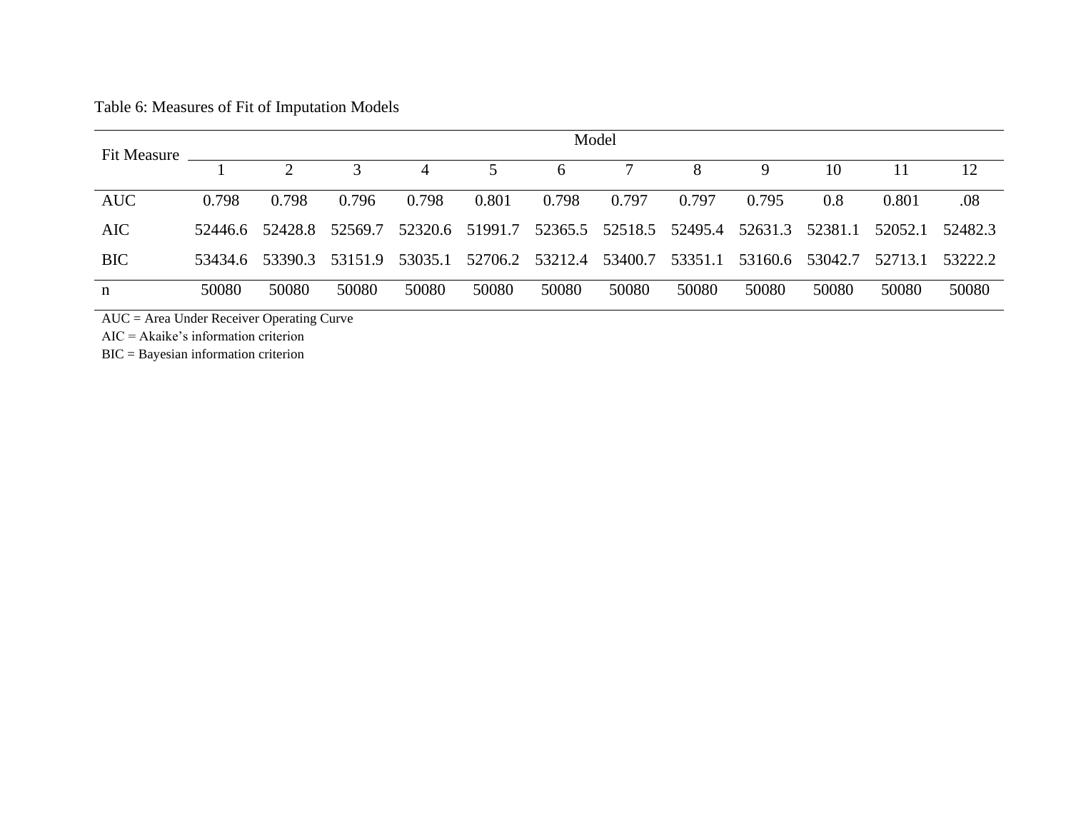Table 6: Measures of Fit of Imputation Models

| Fit Measure | Model | | | | | | | | | | | |
|---|---|---|---|---|---|---|---|---|---|---|---|---|
| | 1 | 2 | 3 | 4 | 5 | 6 | 7 | 8 | 9 | 10 | 11 | 12 |
| AUC | 0.798 | 0.798 | 0.796 | 0.798 | 0.801 | 0.798 | 0.797 | 0.797 | 0.795 | 0.8 | 0.801 | .08 |
| AIC | 52446.6 | 52428.8 | 52569.7 | 52320.6 | 51991.7 | 52365.5 | 52518.5 | 52495.4 | 52631.3 | 52381.1 | 52052.1 | 52482.3 |
| BIC | 53434.6 | 53390.3 | 53151.9 | 53035.1 | 52706.2 | 53212.4 | 53400.7 | 53351.1 | 53160.6 | 53042.7 | 52713.1 | 53222.2 |
| n | 50080 | 50080 | 50080 | 50080 | 50080 | 50080 | 50080 | 50080 | 50080 | 50080 | 50080 | 50080 |

AUC = Area Under Receiver Operating Curve

AIC = Akaike's information criterion

BIC = Bayesian information criterion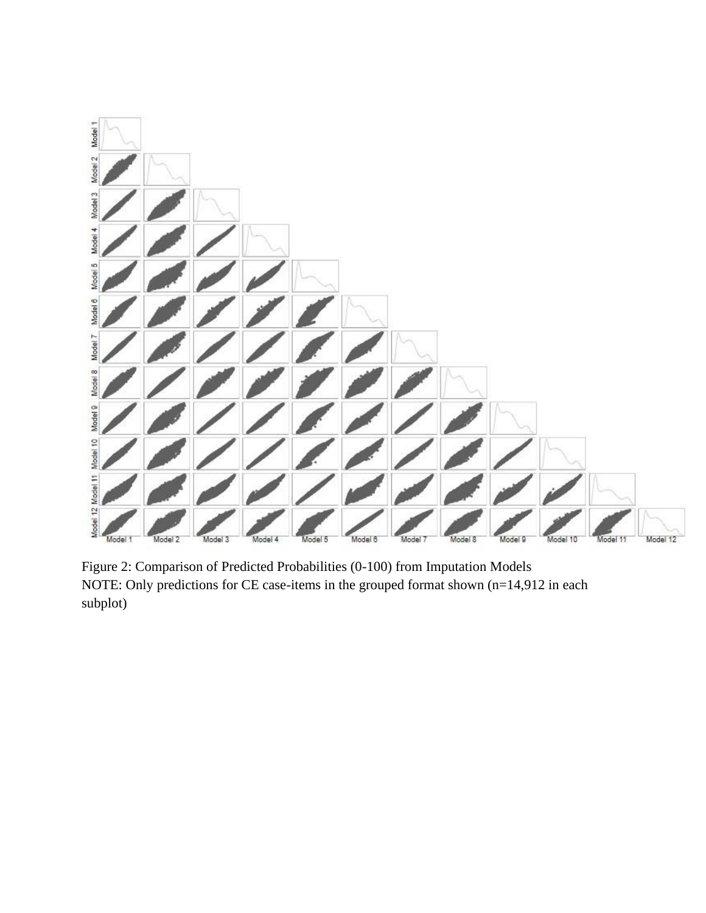Figure 2: Comparison of Predicted Probabilities (0-100) from Imputation Models
NOTE: Only predictions for CE case-items in the grouped format shown (n=14,912 in each subplot)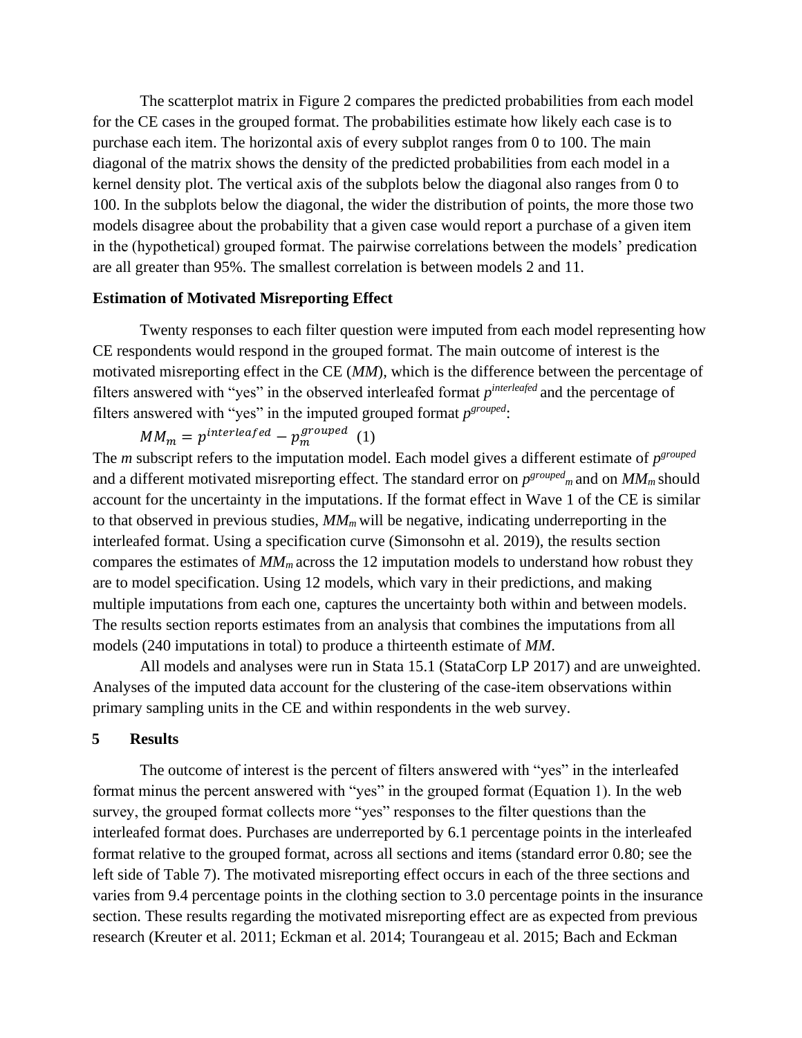The scatterplot matrix in Figure 2 compares the predicted probabilities from each model for the CE cases in the grouped format. The probabilities estimate how likely each case is to purchase each item. The horizontal axis of every subplot ranges from 0 to 100. The main diagonal of the matrix shows the density of the predicted probabilities from each model in a kernel density plot. The vertical axis of the subplots below the diagonal also ranges from 0 to 100. In the subplots below the diagonal, the wider the distribution of points, the more those two models disagree about the probability that a given case would report a purchase of a given item in the (hypothetical) grouped format. The pairwise correlations between the models' predication are all greater than 95%. The smallest correlation is between models 2 and 11.

**Estimation of Motivated Misreporting Effect**

Twenty responses to each filter question were imputed from each model representing how CE respondents would respond in the grouped format. The main outcome of interest is the motivated misreporting effect in the CE (*MM*), which is the difference between the percentage of filters answered with "yes" in the observed interleafed format $p^{interleafed}$ and the percentage of filters answered with "yes" in the imputed grouped format $p^{grouped}$:

$$MM_m = p^{interleafed} - p_m^{grouped} \quad (1)$$

The *m* subscript refers to the imputation model. Each model gives a different estimate of $p^{grouped}$ and a different motivated misreporting effect. The standard error on $p^{grouped}_m$ and on $MM_m$ should account for the uncertainty in the imputations. If the format effect in Wave 1 of the CE is similar to that observed in previous studies, $MM_m$ will be negative, indicating underreporting in the interleafed format. Using a specification curve (Simonsohn et al. 2019), the results section compares the estimates of $MM_m$ across the 12 imputation models to understand how robust they are to model specification. Using 12 models, which vary in their predictions, and making multiple imputations from each one, captures the uncertainty both within and between models. The results section reports estimates from an analysis that combines the imputations from all models (240 imputations in total) to produce a thirteenth estimate of *MM*.

All models and analyses were run in Stata 15.1 (StataCorp LP 2017) and are unweighted. Analyses of the imputed data account for the clustering of the case-item observations within primary sampling units in the CE and within respondents in the web survey.

## 5 Results

The outcome of interest is the percent of filters answered with "yes" in the interleafed format minus the percent answered with "yes" in the grouped format (Equation 1). In the web survey, the grouped format collects more "yes" responses to the filter questions than the interleafed format does. Purchases are underreported by 6.1 percentage points in the interleafed format relative to the grouped format, across all sections and items (standard error 0.80; see the left side of Table 7). The motivated misreporting effect occurs in each of the three sections and varies from 9.4 percentage points in the clothing section to 3.0 percentage points in the insurance section. These results regarding the motivated misreporting effect are as expected from previous research (Kreuter et al. 2011; Eckman et al. 2014; Tourangeau et al. 2015; Bach and Eckman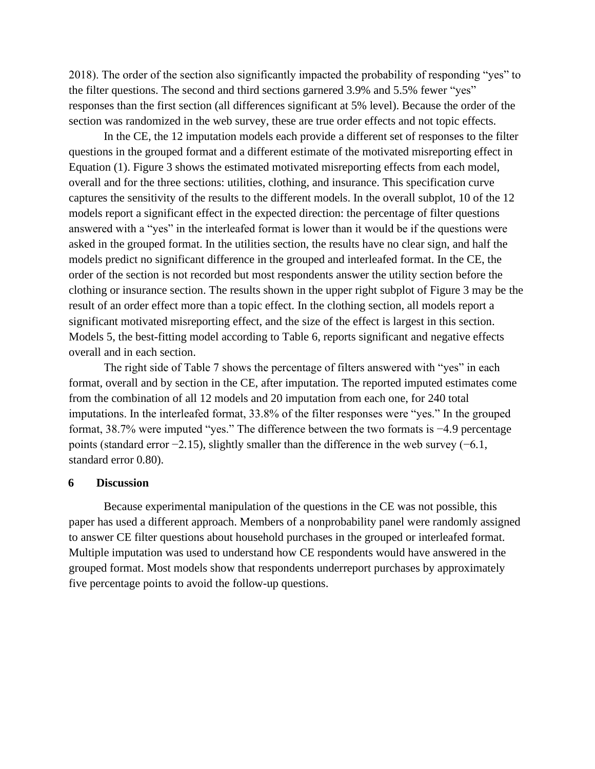2018). The order of the section also significantly impacted the probability of responding "yes" to the filter questions. The second and third sections garnered 3.9% and 5.5% fewer "yes" responses than the first section (all differences significant at 5% level). Because the order of the section was randomized in the web survey, these are true order effects and not topic effects.

In the CE, the 12 imputation models each provide a different set of responses to the filter questions in the grouped format and a different estimate of the motivated misreporting effect in Equation (1). Figure 3 shows the estimated motivated misreporting effects from each model, overall and for the three sections: utilities, clothing, and insurance. This specification curve captures the sensitivity of the results to the different models. In the overall subplot, 10 of the 12 models report a significant effect in the expected direction: the percentage of filter questions answered with a "yes" in the interleafed format is lower than it would be if the questions were asked in the grouped format. In the utilities section, the results have no clear sign, and half the models predict no significant difference in the grouped and interleafed format. In the CE, the order of the section is not recorded but most respondents answer the utility section before the clothing or insurance section. The results shown in the upper right subplot of Figure 3 may be the result of an order effect more than a topic effect. In the clothing section, all models report a significant motivated misreporting effect, and the size of the effect is largest in this section. Models 5, the best-fitting model according to Table 6, reports significant and negative effects overall and in each section.

The right side of Table 7 shows the percentage of filters answered with "yes" in each format, overall and by section in the CE, after imputation. The reported imputed estimates come from the combination of all 12 models and 20 imputation from each one, for 240 total imputations. In the interleafed format, 33.8% of the filter responses were "yes." In the grouped format, 38.7% were imputed "yes." The difference between the two formats is −4.9 percentage points (standard error −2.15), slightly smaller than the difference in the web survey (−6.1, standard error 0.80).

## 6 Discussion

Because experimental manipulation of the questions in the CE was not possible, this paper has used a different approach. Members of a nonprobability panel were randomly assigned to answer CE filter questions about household purchases in the grouped or interleafed format. Multiple imputation was used to understand how CE respondents would have answered in the grouped format. Most models show that respondents underreport purchases by approximately five percentage points to avoid the follow-up questions.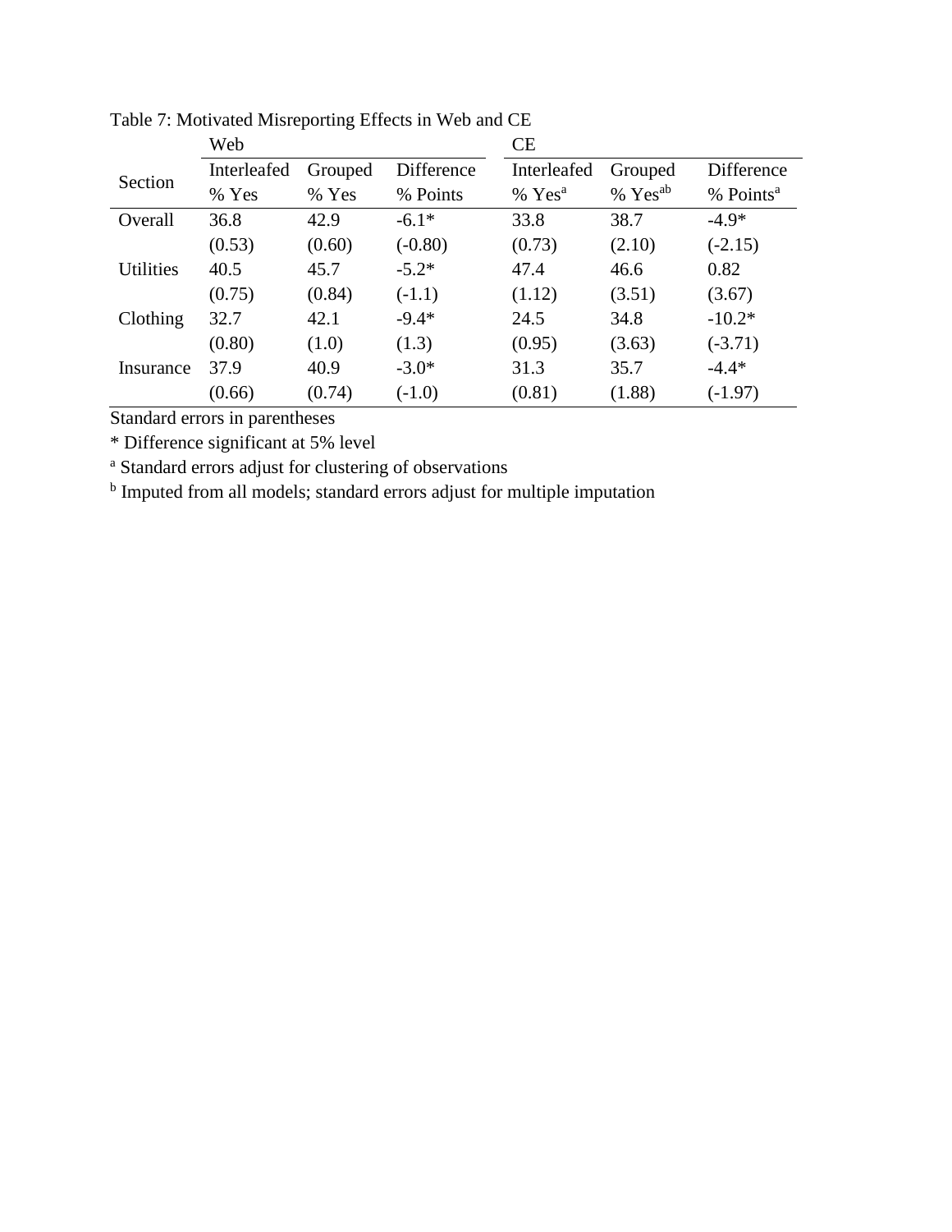Table 7: Motivated Misreporting Effects in Web and CE

| Section | Web | | | CE | | |
|---|---|---|---|---|---|---|
| | Interleafed % Yes | Grouped % Yes | Difference % Points | Interleafed % Yes[a] | Grouped % Yes[ab] | Difference % Points[a] |
| Overall | 36.8 | 42.9 | -6.1* | 33.8 | 38.7 | -4.9* |
| | (0.53) | (0.60) | (-0.80) | (0.73) | (2.10) | (-2.15) |
| Utilities | 40.5 | 45.7 | -5.2* | 47.4 | 46.6 | 0.82 |
| | (0.75) | (0.84) | (-1.1) | (1.12) | (3.51) | (3.67) |
| Clothing | 32.7 | 42.1 | -9.4* | 24.5 | 34.8 | -10.2* |
| | (0.80) | (1.0) | (1.3) | (0.95) | (3.63) | (-3.71) |
| Insurance | 37.9 | 40.9 | -3.0* | 31.3 | 35.7 | -4.4* |
| | (0.66) | (0.74) | (-1.0) | (0.81) | (1.88) | (-1.97) |

Standard errors in parentheses

* Difference significant at 5% level

[a] Standard errors adjust for clustering of observations

[b] Imputed from all models; standard errors adjust for multiple imputation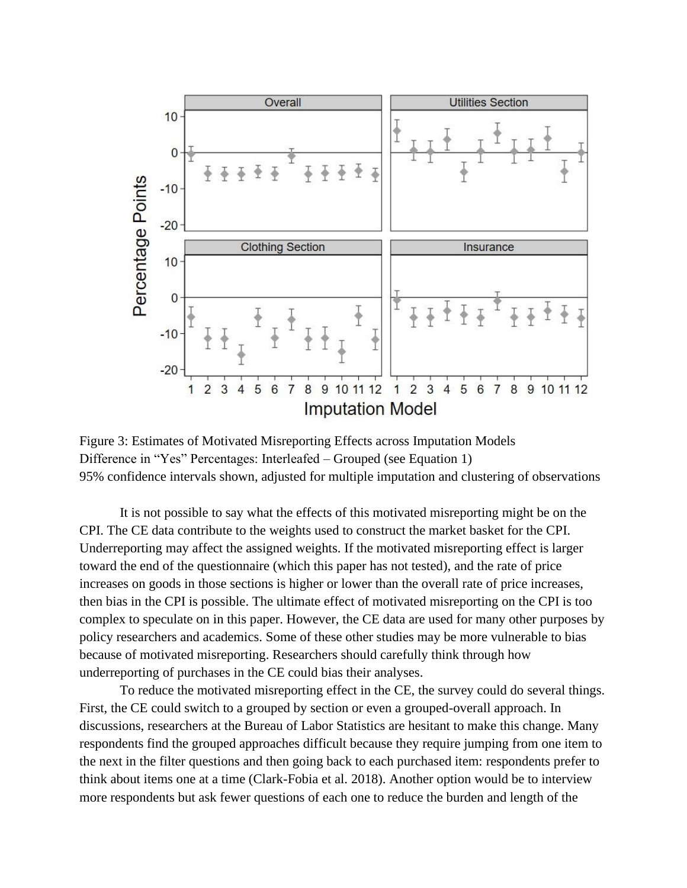Figure 3: Estimates of Motivated Misreporting Effects across Imputation Models
Difference in "Yes" Percentages: Interleafed – Grouped (see Equation 1)
95% confidence intervals shown, adjusted for multiple imputation and clustering of observations

It is not possible to say what the effects of this motivated misreporting might be on the CPI. The CE data contribute to the weights used to construct the market basket for the CPI. Underreporting may affect the assigned weights. If the motivated misreporting effect is larger toward the end of the questionnaire (which this paper has not tested), and the rate of price increases on goods in those sections is higher or lower than the overall rate of price increases, then bias in the CPI is possible. The ultimate effect of motivated misreporting on the CPI is too complex to speculate on in this paper. However, the CE data are used for many other purposes by policy researchers and academics. Some of these other studies may be more vulnerable to bias because of motivated misreporting. Researchers should carefully think through how underreporting of purchases in the CE could bias their analyses.

To reduce the motivated misreporting effect in the CE, the survey could do several things. First, the CE could switch to a grouped by section or even a grouped-overall approach. In discussions, researchers at the Bureau of Labor Statistics are hesitant to make this change. Many respondents find the grouped approaches difficult because they require jumping from one item to the next in the filter questions and then going back to each purchased item: respondents prefer to think about items one at a time (Clark-Fobia et al. 2018). Another option would be to interview more respondents but ask fewer questions of each one to reduce the burden and length of the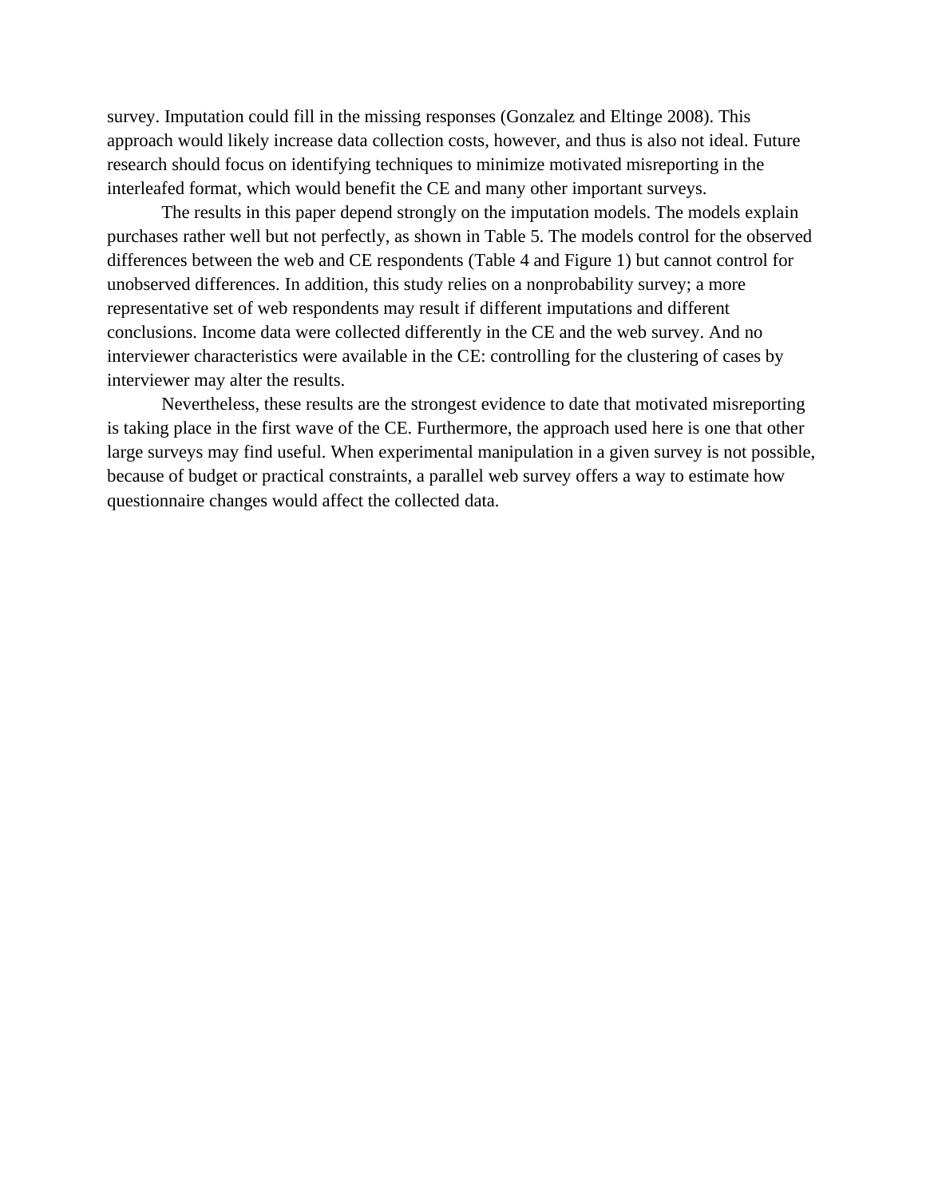survey. Imputation could fill in the missing responses (Gonzalez and Eltinge 2008). This approach would likely increase data collection costs, however, and thus is also not ideal. Future research should focus on identifying techniques to minimize motivated misreporting in the interleafed format, which would benefit the CE and many other important surveys.

The results in this paper depend strongly on the imputation models. The models explain purchases rather well but not perfectly, as shown in Table 5. The models control for the observed differences between the web and CE respondents (Table 4 and Figure 1) but cannot control for unobserved differences. In addition, this study relies on a nonprobability survey; a more representative set of web respondents may result if different imputations and different conclusions. Income data were collected differently in the CE and the web survey. And no interviewer characteristics were available in the CE: controlling for the clustering of cases by interviewer may alter the results.

Nevertheless, these results are the strongest evidence to date that motivated misreporting is taking place in the first wave of the CE. Furthermore, the approach used here is one that other large surveys may find useful. When experimental manipulation in a given survey is not possible, because of budget or practical constraints, a parallel web survey offers a way to estimate how questionnaire changes would affect the collected data.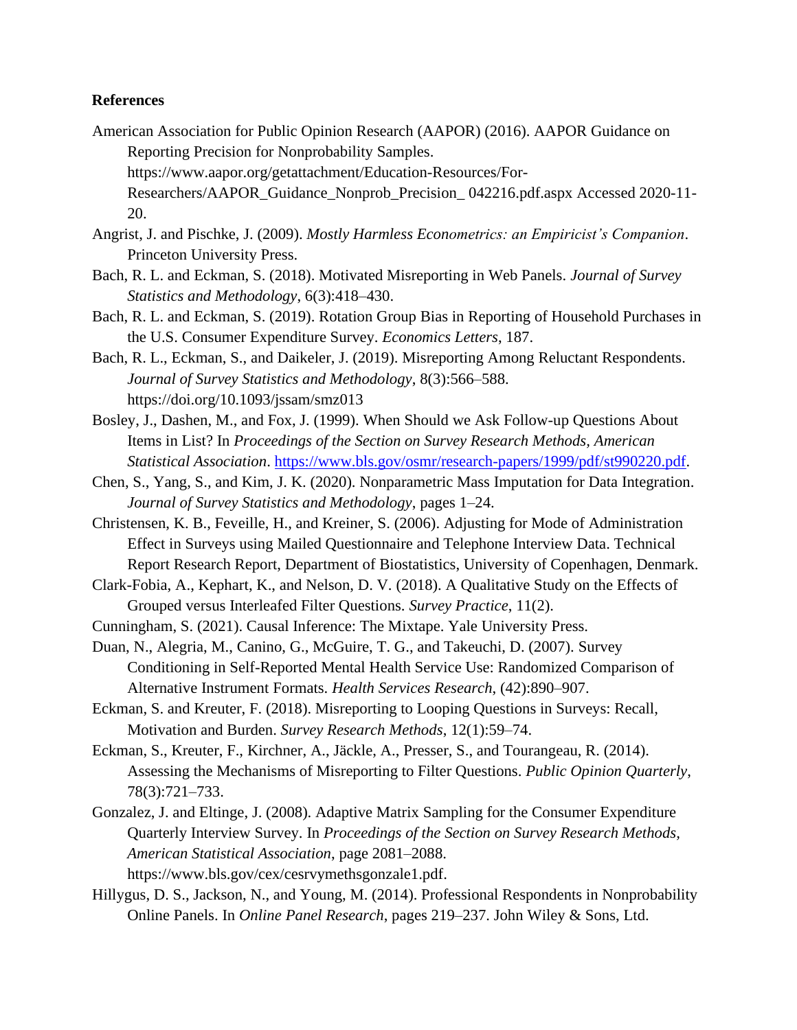**References**

American Association for Public Opinion Research (AAPOR) (2016). AAPOR Guidance on Reporting Precision for Nonprobability Samples. https://www.aapor.org/getattachment/Education-Resources/For-Researchers/AAPOR_Guidance_Nonprob_Precision_ 042216.pdf.aspx Accessed 2020-11-20.

Angrist, J. and Pischke, J. (2009). *Mostly Harmless Econometrics: an Empiricist's Companion*. Princeton University Press.

Bach, R. L. and Eckman, S. (2018). Motivated Misreporting in Web Panels. *Journal of Survey Statistics and Methodology*, 6(3):418–430.

Bach, R. L. and Eckman, S. (2019). Rotation Group Bias in Reporting of Household Purchases in the U.S. Consumer Expenditure Survey. *Economics Letters*, 187.

Bach, R. L., Eckman, S., and Daikeler, J. (2019). Misreporting Among Reluctant Respondents. *Journal of Survey Statistics and Methodology*, 8(3):566–588. https://doi.org/10.1093/jssam/smz013

Bosley, J., Dashen, M., and Fox, J. (1999). When Should we Ask Follow-up Questions About Items in List? In *Proceedings of the Section on Survey Research Methods, American Statistical Association*. https://www.bls.gov/osmr/research-papers/1999/pdf/st990220.pdf.

Chen, S., Yang, S., and Kim, J. K. (2020). Nonparametric Mass Imputation for Data Integration. *Journal of Survey Statistics and Methodology*, pages 1–24.

Christensen, K. B., Feveille, H., and Kreiner, S. (2006). Adjusting for Mode of Administration Effect in Surveys using Mailed Questionnaire and Telephone Interview Data. Technical Report Research Report, Department of Biostatistics, University of Copenhagen, Denmark.

Clark-Fobia, A., Kephart, K., and Nelson, D. V. (2018). A Qualitative Study on the Effects of Grouped versus Interleafed Filter Questions. *Survey Practice*, 11(2).

Cunningham, S. (2021). Causal Inference: The Mixtape. Yale University Press.

Duan, N., Alegria, M., Canino, G., McGuire, T. G., and Takeuchi, D. (2007). Survey Conditioning in Self-Reported Mental Health Service Use: Randomized Comparison of Alternative Instrument Formats. *Health Services Research*, (42):890–907.

Eckman, S. and Kreuter, F. (2018). Misreporting to Looping Questions in Surveys: Recall, Motivation and Burden. *Survey Research Methods*, 12(1):59–74.

Eckman, S., Kreuter, F., Kirchner, A., Jäckle, A., Presser, S., and Tourangeau, R. (2014). Assessing the Mechanisms of Misreporting to Filter Questions. *Public Opinion Quarterly*, 78(3):721–733.

Gonzalez, J. and Eltinge, J. (2008). Adaptive Matrix Sampling for the Consumer Expenditure Quarterly Interview Survey. In *Proceedings of the Section on Survey Research Methods, American Statistical Association*, page 2081–2088. https://www.bls.gov/cex/cesrvymethsgonzale1.pdf.

Hillygus, D. S., Jackson, N., and Young, M. (2014). Professional Respondents in Nonprobability Online Panels. In *Online Panel Research*, pages 219–237. John Wiley & Sons, Ltd.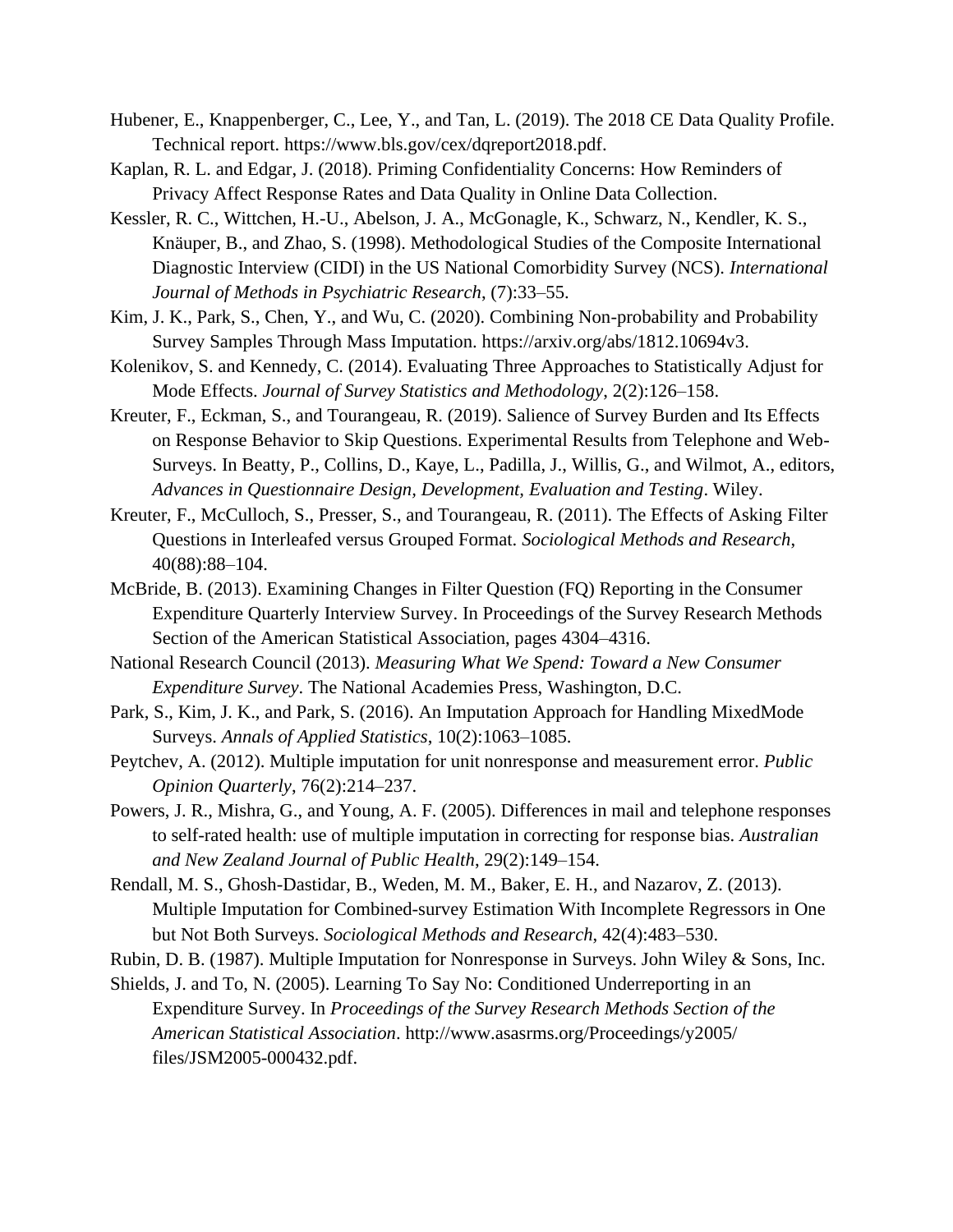Hubener, E., Knappenberger, C., Lee, Y., and Tan, L. (2019). The 2018 CE Data Quality Profile. Technical report. https://www.bls.gov/cex/dqreport2018.pdf.

Kaplan, R. L. and Edgar, J. (2018). Priming Confidentiality Concerns: How Reminders of Privacy Affect Response Rates and Data Quality in Online Data Collection.

Kessler, R. C., Wittchen, H.-U., Abelson, J. A., McGonagle, K., Schwarz, N., Kendler, K. S., Knäuper, B., and Zhao, S. (1998). Methodological Studies of the Composite International Diagnostic Interview (CIDI) in the US National Comorbidity Survey (NCS). *International Journal of Methods in Psychiatric Research*, (7):33–55.

Kim, J. K., Park, S., Chen, Y., and Wu, C. (2020). Combining Non-probability and Probability Survey Samples Through Mass Imputation. https://arxiv.org/abs/1812.10694v3.

Kolenikov, S. and Kennedy, C. (2014). Evaluating Three Approaches to Statistically Adjust for Mode Effects. *Journal of Survey Statistics and Methodology*, 2(2):126–158.

Kreuter, F., Eckman, S., and Tourangeau, R. (2019). Salience of Survey Burden and Its Effects on Response Behavior to Skip Questions. Experimental Results from Telephone and Web-Surveys. In Beatty, P., Collins, D., Kaye, L., Padilla, J., Willis, G., and Wilmot, A., editors, *Advances in Questionnaire Design, Development, Evaluation and Testing*. Wiley.

Kreuter, F., McCulloch, S., Presser, S., and Tourangeau, R. (2011). The Effects of Asking Filter Questions in Interleafed versus Grouped Format. *Sociological Methods and Research*, 40(88):88–104.

McBride, B. (2013). Examining Changes in Filter Question (FQ) Reporting in the Consumer Expenditure Quarterly Interview Survey. In Proceedings of the Survey Research Methods Section of the American Statistical Association, pages 4304–4316.

National Research Council (2013). *Measuring What We Spend: Toward a New Consumer Expenditure Survey*. The National Academies Press, Washington, D.C.

Park, S., Kim, J. K., and Park, S. (2016). An Imputation Approach for Handling MixedMode Surveys. *Annals of Applied Statistics*, 10(2):1063–1085.

Peytchev, A. (2012). Multiple imputation for unit nonresponse and measurement error. *Public Opinion Quarterly*, 76(2):214–237.

Powers, J. R., Mishra, G., and Young, A. F. (2005). Differences in mail and telephone responses to self-rated health: use of multiple imputation in correcting for response bias. *Australian and New Zealand Journal of Public Health*, 29(2):149–154.

Rendall, M. S., Ghosh-Dastidar, B., Weden, M. M., Baker, E. H., and Nazarov, Z. (2013). Multiple Imputation for Combined-survey Estimation With Incomplete Regressors in One but Not Both Surveys. *Sociological Methods and Research*, 42(4):483–530.

Rubin, D. B. (1987). Multiple Imputation for Nonresponse in Surveys. John Wiley & Sons, Inc.

Shields, J. and To, N. (2005). Learning To Say No: Conditioned Underreporting in an Expenditure Survey. In *Proceedings of the Survey Research Methods Section of the American Statistical Association*. http://www.asasrms.org/Proceedings/y2005/files/JSM2005-000432.pdf.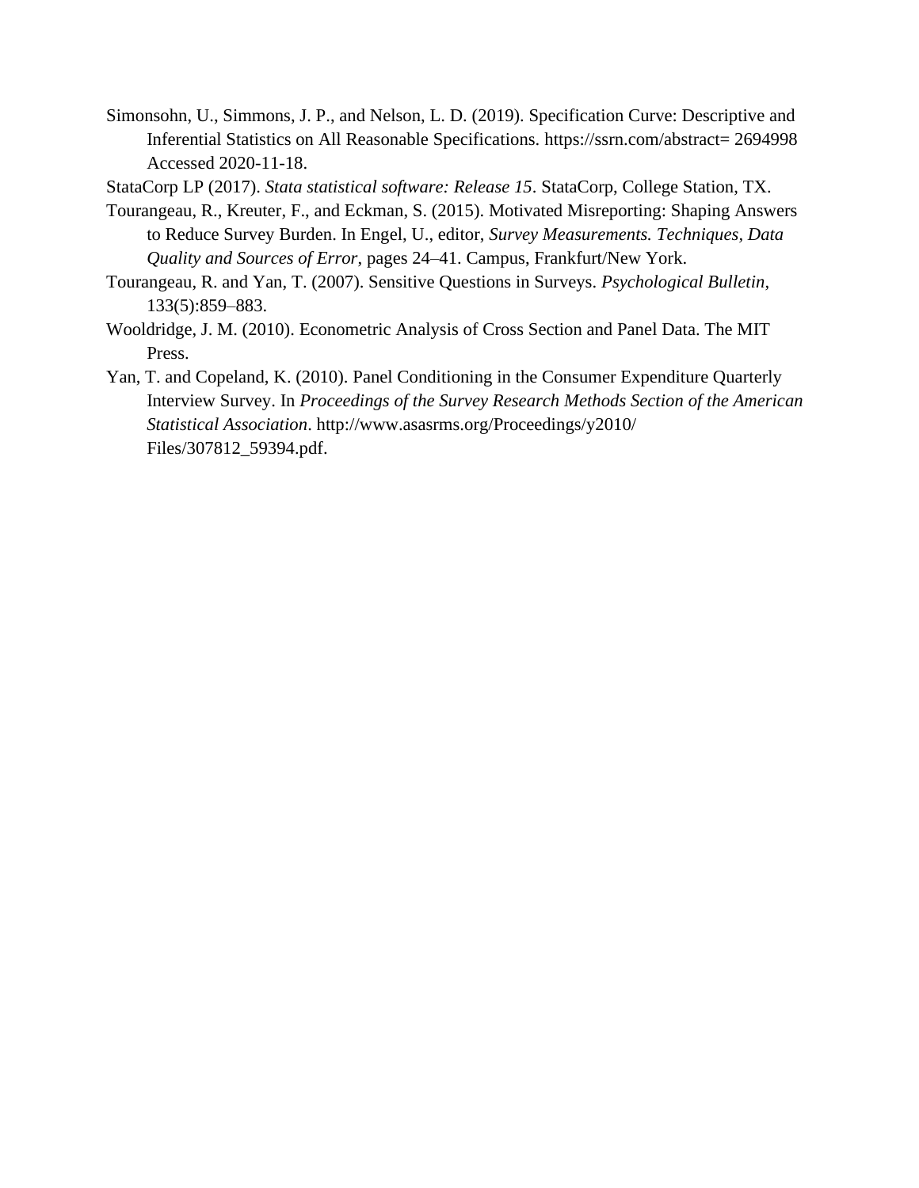Simonsohn, U., Simmons, J. P., and Nelson, L. D. (2019). Specification Curve: Descriptive and Inferential Statistics on All Reasonable Specifications. https://ssrn.com/abstract= 2694998 Accessed 2020-11-18.

StataCorp LP (2017). *Stata statistical software: Release 15*. StataCorp, College Station, TX.

Tourangeau, R., Kreuter, F., and Eckman, S. (2015). Motivated Misreporting: Shaping Answers to Reduce Survey Burden. In Engel, U., editor, *Survey Measurements. Techniques, Data Quality and Sources of Error*, pages 24–41. Campus, Frankfurt/New York.

Tourangeau, R. and Yan, T. (2007). Sensitive Questions in Surveys. *Psychological Bulletin*, 133(5):859–883.

Wooldridge, J. M. (2010). Econometric Analysis of Cross Section and Panel Data. The MIT Press.

Yan, T. and Copeland, K. (2010). Panel Conditioning in the Consumer Expenditure Quarterly Interview Survey. In *Proceedings of the Survey Research Methods Section of the American Statistical Association*. http://www.asasrms.org/Proceedings/y2010/Files/307812_59394.pdf.